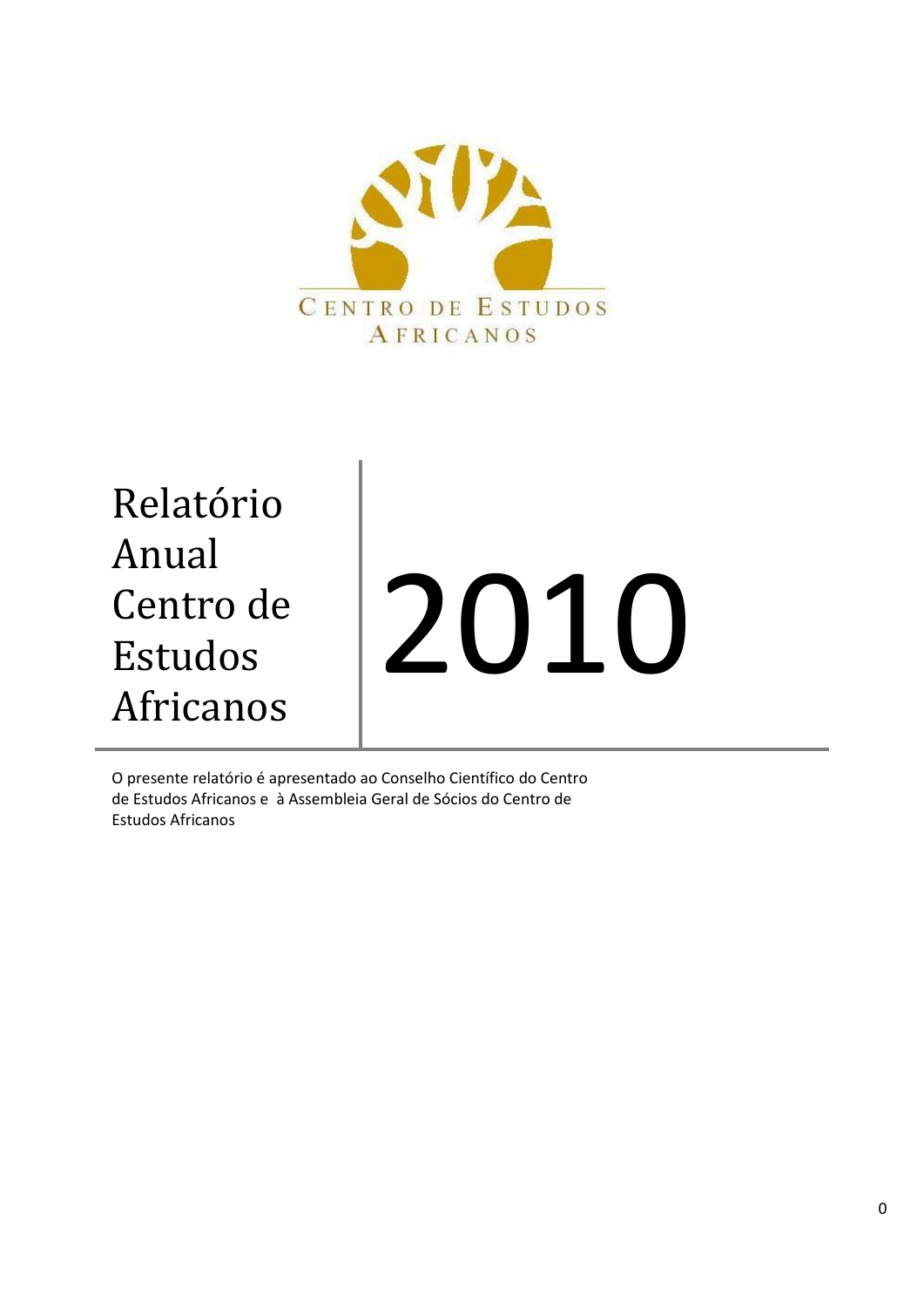CENTRO DE ESTUDOS AFRICANOS

# Relatório Anual Centro de Estudos Africanos

# 2010

O presente relatório é apresentado ao Conselho Científico do Centro de Estudos Africanos e à Assembleia Geral de Sócios do Centro de Estudos Africanos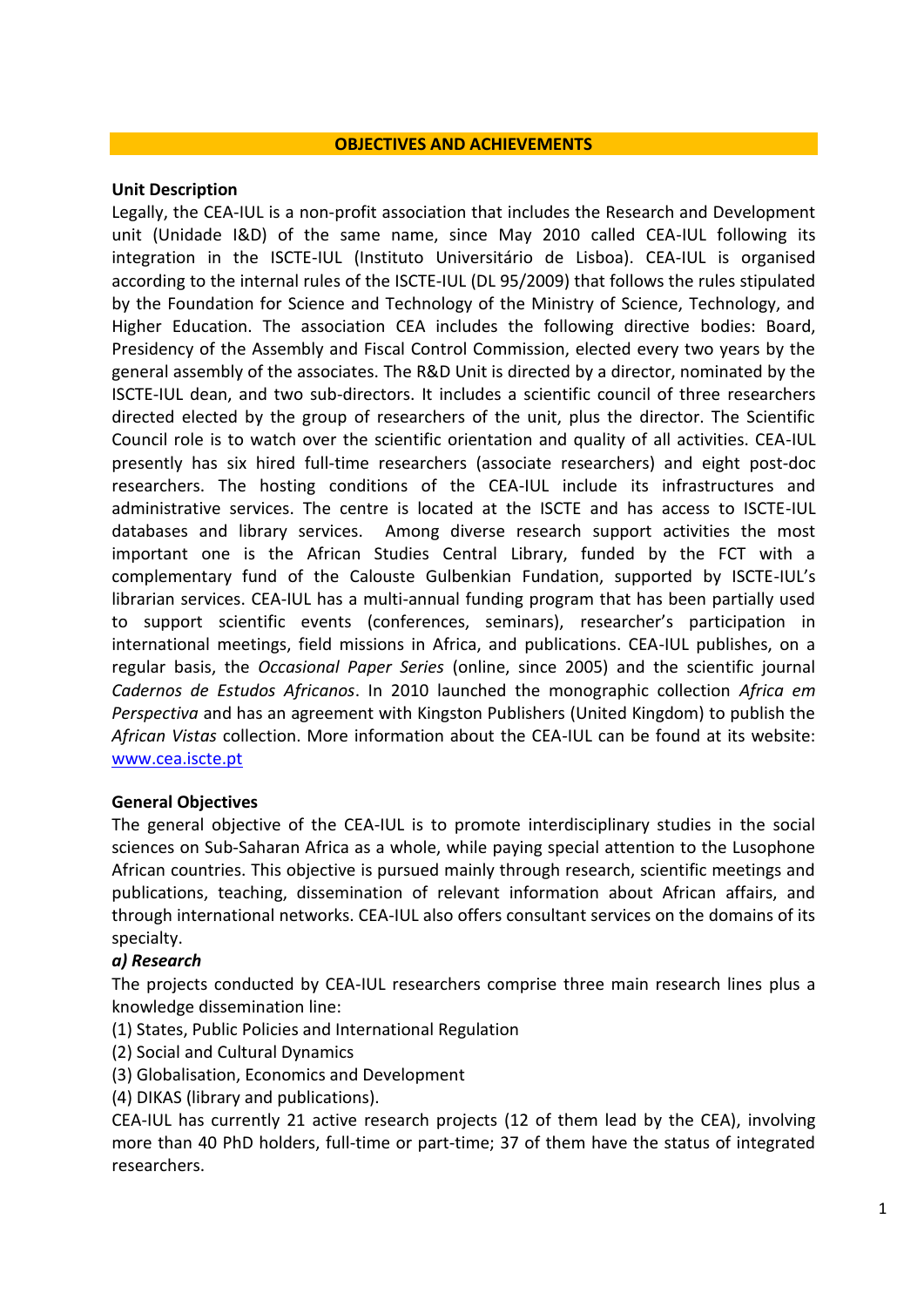## OBJECTIVES AND ACHIEVEMENTS

**Unit Description**

Legally, the CEA-IUL is a non-profit association that includes the Research and Development unit (Unidade I&D) of the same name, since May 2010 called CEA-IUL following its integration in the ISCTE-IUL (Instituto Universitário de Lisboa). CEA-IUL is organised according to the internal rules of the ISCTE-IUL (DL 95/2009) that follows the rules stipulated by the Foundation for Science and Technology of the Ministry of Science, Technology, and Higher Education. The association CEA includes the following directive bodies: Board, Presidency of the Assembly and Fiscal Control Commission, elected every two years by the general assembly of the associates. The R&D Unit is directed by a director, nominated by the ISCTE-IUL dean, and two sub-directors. It includes a scientific council of three researchers directed elected by the group of researchers of the unit, plus the director. The Scientific Council role is to watch over the scientific orientation and quality of all activities. CEA-IUL presently has six hired full-time researchers (associate researchers) and eight post-doc researchers. The hosting conditions of the CEA-IUL include its infrastructures and administrative services. The centre is located at the ISCTE and has access to ISCTE-IUL databases and library services. Among diverse research support activities the most important one is the African Studies Central Library, funded by the FCT with a complementary fund of the Calouste Gulbenkian Fundation, supported by ISCTE-IUL's librarian services. CEA-IUL has a multi-annual funding program that has been partially used to support scientific events (conferences, seminars), researcher's participation in international meetings, field missions in Africa, and publications. CEA-IUL publishes, on a regular basis, the *Occasional Paper Series* (online, since 2005) and the scientific journal *Cadernos de Estudos Africanos*. In 2010 launched the monographic collection *Africa em Perspectiva* and has an agreement with Kingston Publishers (United Kingdom) to publish the *African Vistas* collection. More information about the CEA-IUL can be found at its website: www.cea.iscte.pt

**General Objectives**

The general objective of the CEA-IUL is to promote interdisciplinary studies in the social sciences on Sub-Saharan Africa as a whole, while paying special attention to the Lusophone African countries. This objective is pursued mainly through research, scientific meetings and publications, teaching, dissemination of relevant information about African affairs, and through international networks. CEA-IUL also offers consultant services on the domains of its specialty.

***a) Research***

The projects conducted by CEA-IUL researchers comprise three main research lines plus a knowledge dissemination line:

(1) States, Public Policies and International Regulation
(2) Social and Cultural Dynamics
(3) Globalisation, Economics and Development
(4) DIKAS (library and publications).

CEA-IUL has currently 21 active research projects (12 of them lead by the CEA), involving more than 40 PhD holders, full-time or part-time; 37 of them have the status of integrated researchers.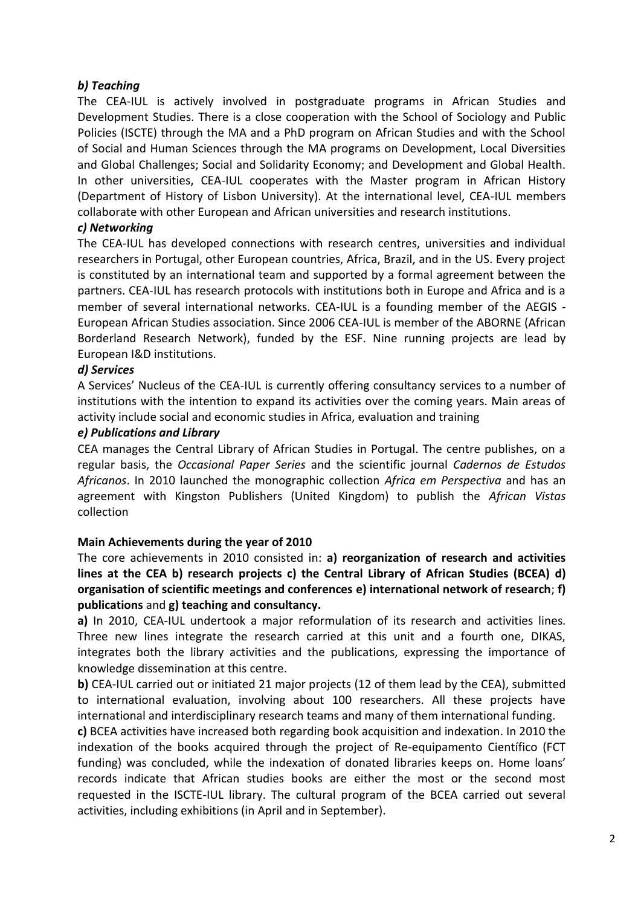### *b) Teaching*

The CEA-IUL is actively involved in postgraduate programs in African Studies and Development Studies. There is a close cooperation with the School of Sociology and Public Policies (ISCTE) through the MA and a PhD program on African Studies and with the School of Social and Human Sciences through the MA programs on Development, Local Diversities and Global Challenges; Social and Solidarity Economy; and Development and Global Health. In other universities, CEA-IUL cooperates with the Master program in African History (Department of History of Lisbon University). At the international level, CEA-IUL members collaborate with other European and African universities and research institutions.

### *c) Networking*

The CEA-IUL has developed connections with research centres, universities and individual researchers in Portugal, other European countries, Africa, Brazil, and in the US. Every project is constituted by an international team and supported by a formal agreement between the partners. CEA-IUL has research protocols with institutions both in Europe and Africa and is a member of several international networks. CEA-IUL is a founding member of the AEGIS - European African Studies association. Since 2006 CEA-IUL is member of the ABORNE (African Borderland Research Network), funded by the ESF. Nine running projects are lead by European I&D institutions.

### *d) Services*

A Services' Nucleus of the CEA-IUL is currently offering consultancy services to a number of institutions with the intention to expand its activities over the coming years. Main areas of activity include social and economic studies in Africa, evaluation and training

### *e) Publications and Library*

CEA manages the Central Library of African Studies in Portugal. The centre publishes, on a regular basis, the *Occasional Paper Series* and the scientific journal *Cadernos de Estudos Africanos*. In 2010 launched the monographic collection *Africa em Perspectiva* and has an agreement with Kingston Publishers (United Kingdom) to publish the *African Vistas* collection

**Main Achievements during the year of 2010**

The core achievements in 2010 consisted in: **a) reorganization of research and activities lines at the CEA b) research projects c) the Central Library of African Studies (BCEA) d) organisation of scientific meetings and conferences e) international network of research**; **f) publications** and **g) teaching and consultancy.**

**a)** In 2010, CEA-IUL undertook a major reformulation of its research and activities lines. Three new lines integrate the research carried at this unit and a fourth one, DIKAS, integrates both the library activities and the publications, expressing the importance of knowledge dissemination at this centre.

**b)** CEA-IUL carried out or initiated 21 major projects (12 of them lead by the CEA), submitted to international evaluation, involving about 100 researchers. All these projects have international and interdisciplinary research teams and many of them international funding.

**c)** BCEA activities have increased both regarding book acquisition and indexation. In 2010 the indexation of the books acquired through the project of Re-equipamento Científico (FCT funding) was concluded, while the indexation of donated libraries keeps on. Home loans' records indicate that African studies books are either the most or the second most requested in the ISCTE-IUL library. The cultural program of the BCEA carried out several activities, including exhibitions (in April and in September).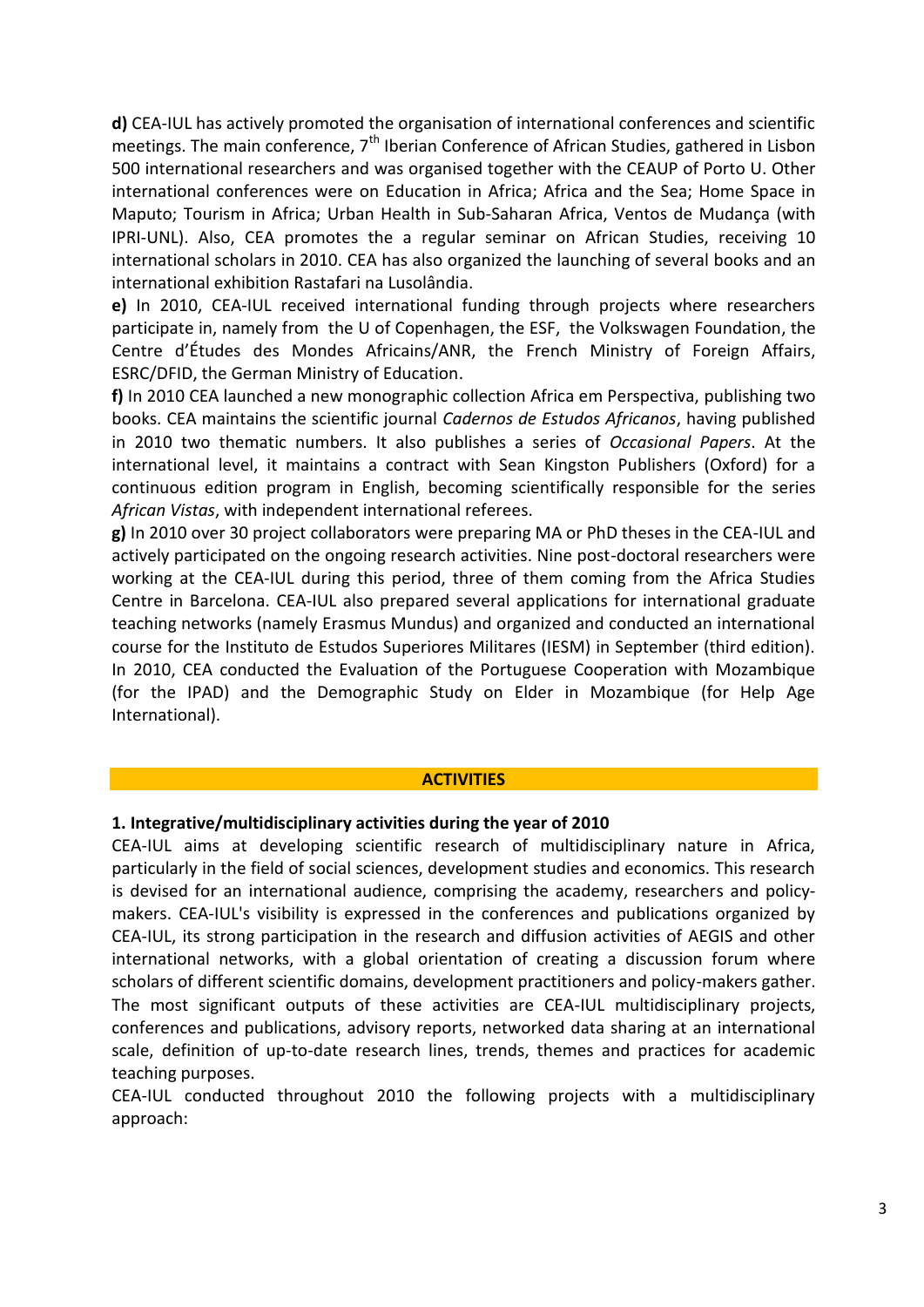**d)** CEA-IUL has actively promoted the organisation of international conferences and scientific meetings. The main conference, 7$^{th}$ Iberian Conference of African Studies, gathered in Lisbon 500 international researchers and was organised together with the CEAUP of Porto U. Other international conferences were on Education in Africa; Africa and the Sea; Home Space in Maputo; Tourism in Africa; Urban Health in Sub-Saharan Africa, Ventos de Mudança (with IPRI-UNL). Also, CEA promotes the a regular seminar on African Studies, receiving 10 international scholars in 2010. CEA has also organized the launching of several books and an international exhibition Rastafari na Lusolândia.

**e)** In 2010, CEA-IUL received international funding through projects where researchers participate in, namely from the U of Copenhagen, the ESF, the Volkswagen Foundation, the Centre d'Études des Mondes Africains/ANR, the French Ministry of Foreign Affairs, ESRC/DFID, the German Ministry of Education.

**f)** In 2010 CEA launched a new monographic collection Africa em Perspectiva, publishing two books. CEA maintains the scientific journal *Cadernos de Estudos Africanos*, having published in 2010 two thematic numbers. It also publishes a series of *Occasional Papers*. At the international level, it maintains a contract with Sean Kingston Publishers (Oxford) for a continuous edition program in English, becoming scientifically responsible for the series *African Vistas*, with independent international referees.

**g)** In 2010 over 30 project collaborators were preparing MA or PhD theses in the CEA-IUL and actively participated on the ongoing research activities. Nine post-doctoral researchers were working at the CEA-IUL during this period, three of them coming from the Africa Studies Centre in Barcelona. CEA-IUL also prepared several applications for international graduate teaching networks (namely Erasmus Mundus) and organized and conducted an international course for the Instituto de Estudos Superiores Militares (IESM) in September (third edition). In 2010, CEA conducted the Evaluation of the Portuguese Cooperation with Mozambique (for the IPAD) and the Demographic Study on Elder in Mozambique (for Help Age International).

## ACTIVITIES

### 1. Integrative/multidisciplinary activities during the year of 2010

CEA-IUL aims at developing scientific research of multidisciplinary nature in Africa, particularly in the field of social sciences, development studies and economics. This research is devised for an international audience, comprising the academy, researchers and policy-makers. CEA-IUL's visibility is expressed in the conferences and publications organized by CEA-IUL, its strong participation in the research and diffusion activities of AEGIS and other international networks, with a global orientation of creating a discussion forum where scholars of different scientific domains, development practitioners and policy-makers gather. The most significant outputs of these activities are CEA-IUL multidisciplinary projects, conferences and publications, advisory reports, networked data sharing at an international scale, definition of up-to-date research lines, trends, themes and practices for academic teaching purposes.

CEA-IUL conducted throughout 2010 the following projects with a multidisciplinary approach: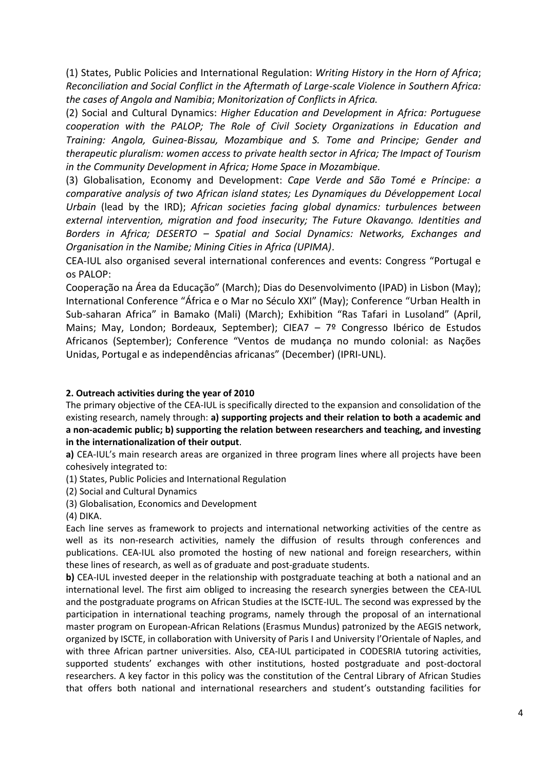(1) States, Public Policies and International Regulation: *Writing History in the Horn of Africa*; *Reconciliation and Social Conflict in the Aftermath of Large-scale Violence in Southern Africa: the cases of Angola and Namibia*; *Monitorization of Conflicts in Africa.*

(2) Social and Cultural Dynamics: *Higher Education and Development in Africa: Portuguese cooperation with the PALOP; The Role of Civil Society Organizations in Education and Training: Angola, Guinea-Bissau, Mozambique and S. Tome and Principe; Gender and therapeutic pluralism: women access to private health sector in Africa; The Impact of Tourism in the Community Development in Africa; Home Space in Mozambique.*

(3) Globalisation, Economy and Development: *Cape Verde and São Tomé e Príncipe: a comparative analysis of two African island states; Les Dynamiques du Développement Local Urbain* (lead by the IRD); *African societies facing global dynamics: turbulences between external intervention, migration and food insecurity; The Future Okavango. Identities and Borders in Africa; DESERTO – Spatial and Social Dynamics: Networks, Exchanges and Organisation in the Namibe; Mining Cities in Africa (UPIMA)*.

CEA-IUL also organised several international conferences and events: Congress "Portugal e os PALOP:

Cooperação na Área da Educação" (March); Dias do Desenvolvimento (IPAD) in Lisbon (May); International Conference "África e o Mar no Século XXI" (May); Conference "Urban Health in Sub-saharan Africa" in Bamako (Mali) (March); Exhibition "Ras Tafari in Lusoland" (April, Mains; May, London; Bordeaux, September); CIEA7 – 7º Congresso Ibérico de Estudos Africanos (September); Conference "Ventos de mudança no mundo colonial: as Nações Unidas, Portugal e as independências africanas" (December) (IPRI-UNL).

**2. Outreach activities during the year of 2010**

The primary objective of the CEA-IUL is specifically directed to the expansion and consolidation of the existing research, namely through: **a) supporting projects and their relation to both a academic and a non-academic public; b) supporting the relation between researchers and teaching, and investing in the internationalization of their output**.

**a)** CEA-IUL's main research areas are organized in three program lines where all projects have been cohesively integrated to:

(1) States, Public Policies and International Regulation

(2) Social and Cultural Dynamics

(3) Globalisation, Economics and Development

(4) DIKA.

Each line serves as framework to projects and international networking activities of the centre as well as its non-research activities, namely the diffusion of results through conferences and publications. CEA-IUL also promoted the hosting of new national and foreign researchers, within these lines of research, as well as of graduate and post-graduate students.

**b)** CEA-IUL invested deeper in the relationship with postgraduate teaching at both a national and an international level. The first aim obliged to increasing the research synergies between the CEA-IUL and the postgraduate programs on African Studies at the ISCTE-IUL. The second was expressed by the participation in international teaching programs, namely through the proposal of an international master program on European-African Relations (Erasmus Mundus) patronized by the AEGIS network, organized by ISCTE, in collaboration with University of Paris I and University l'Orientale of Naples, and with three African partner universities. Also, CEA-IUL participated in CODESRIA tutoring activities, supported students' exchanges with other institutions, hosted postgraduate and post-doctoral researchers. A key factor in this policy was the constitution of the Central Library of African Studies that offers both national and international researchers and student's outstanding facilities for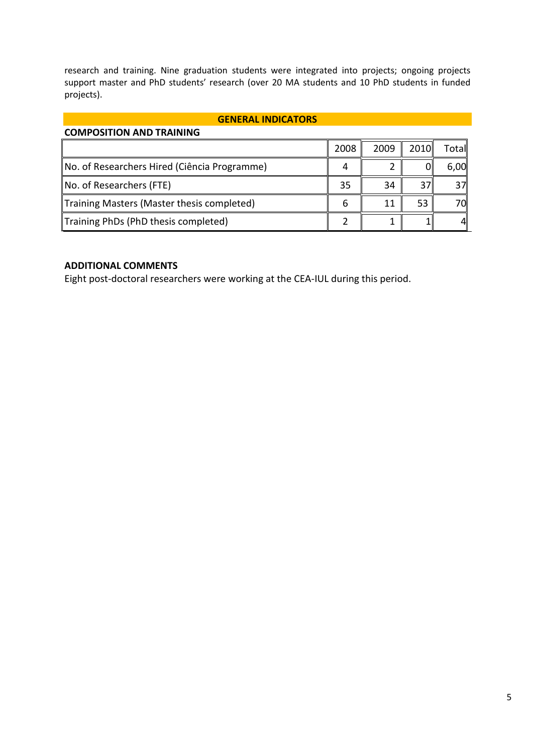research and training. Nine graduation students were integrated into projects; ongoing projects support master and PhD students' research (over 20 MA students and 10 PhD students in funded projects).

## GENERAL INDICATORS

### COMPOSITION AND TRAINING

| | 2008 | 2009 | 2010 | Total |
|---|---|---|---|---|
| No. of Researchers Hired (Ciência Programme) | 4 | 2 | 0 | 6,00 |
| No. of Researchers (FTE) | 35 | 34 | 37 | 37 |
| Training Masters (Master thesis completed) | 6 | 11 | 53 | 70 |
| Training PhDs (PhD thesis completed) | 2 | 1 | 1 | 4 |

### ADDITIONAL COMMENTS

Eight post-doctoral researchers were working at the CEA-IUL during this period.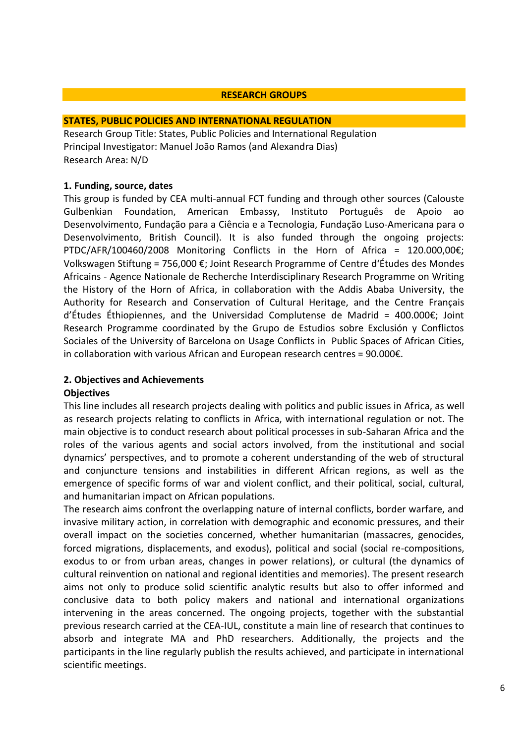## RESEARCH GROUPS

### STATES, PUBLIC POLICIES AND INTERNATIONAL REGULATION

Research Group Title: States, Public Policies and International Regulation
Principal Investigator: Manuel João Ramos (and Alexandra Dias)
Research Area: N/D

**1. Funding, source, dates**

This group is funded by CEA multi-annual FCT funding and through other sources (Calouste Gulbenkian Foundation, American Embassy, Instituto Português de Apoio ao Desenvolvimento, Fundação para a Ciência e a Tecnologia, Fundação Luso-Americana para o Desenvolvimento, British Council). It is also funded through the ongoing projects: PTDC/AFR/100460/2008 Monitoring Conflicts in the Horn of Africa = 120.000,00€; Volkswagen Stiftung = 756,000 €; Joint Research Programme of Centre d'Études des Mondes Africains - Agence Nationale de Recherche Interdisciplinary Research Programme on Writing the History of the Horn of Africa, in collaboration with the Addis Ababa University, the Authority for Research and Conservation of Cultural Heritage, and the Centre Français d'Études Éthiopiennes, and the Universidad Complutense de Madrid = 400.000€; Joint Research Programme coordinated by the Grupo de Estudios sobre Exclusión y Conflictos Sociales of the University of Barcelona on Usage Conflicts in Public Spaces of African Cities, in collaboration with various African and European research centres = 90.000€.

**2. Objectives and Achievements**

**Objectives**

This line includes all research projects dealing with politics and public issues in Africa, as well as research projects relating to conflicts in Africa, with international regulation or not. The main objective is to conduct research about political processes in sub-Saharan Africa and the roles of the various agents and social actors involved, from the institutional and social dynamics' perspectives, and to promote a coherent understanding of the web of structural and conjuncture tensions and instabilities in different African regions, as well as the emergence of specific forms of war and violent conflict, and their political, social, cultural, and humanitarian impact on African populations.

The research aims confront the overlapping nature of internal conflicts, border warfare, and invasive military action, in correlation with demographic and economic pressures, and their overall impact on the societies concerned, whether humanitarian (massacres, genocides, forced migrations, displacements, and exodus), political and social (social re-compositions, exodus to or from urban areas, changes in power relations), or cultural (the dynamics of cultural reinvention on national and regional identities and memories). The present research aims not only to produce solid scientific analytic results but also to offer informed and conclusive data to both policy makers and national and international organizations intervening in the areas concerned. The ongoing projects, together with the substantial previous research carried at the CEA-IUL, constitute a main line of research that continues to absorb and integrate MA and PhD researchers. Additionally, the projects and the participants in the line regularly publish the results achieved, and participate in international scientific meetings.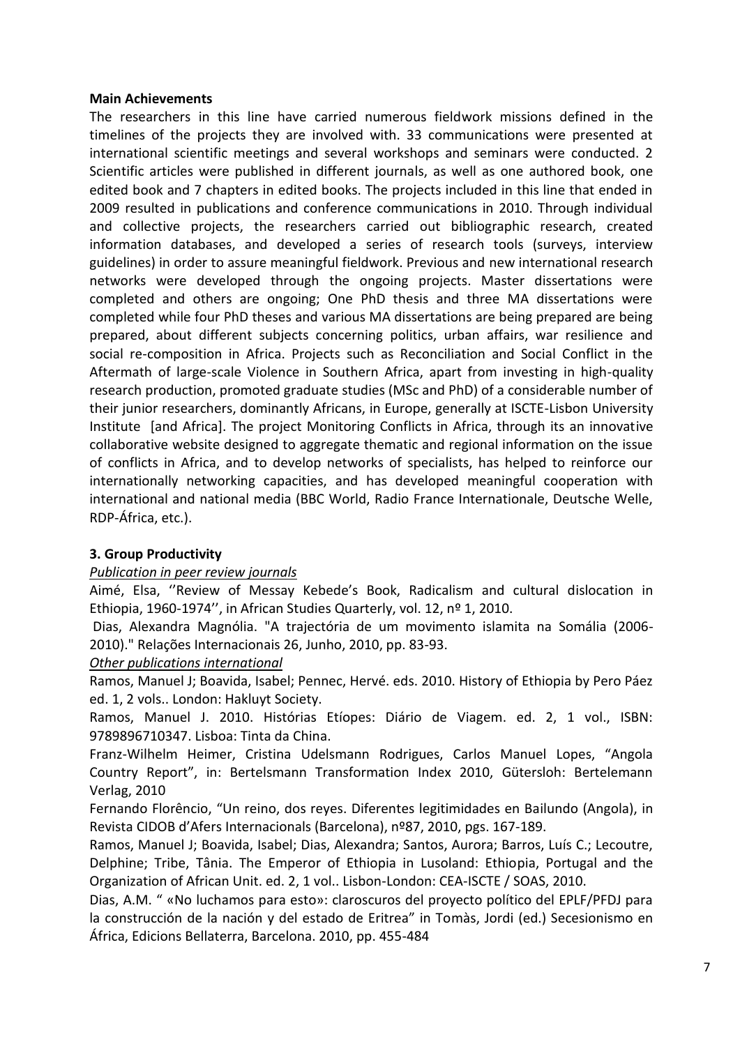**Main Achievements**

The researchers in this line have carried numerous fieldwork missions defined in the timelines of the projects they are involved with. 33 communications were presented at international scientific meetings and several workshops and seminars were conducted. 2 Scientific articles were published in different journals, as well as one authored book, one edited book and 7 chapters in edited books. The projects included in this line that ended in 2009 resulted in publications and conference communications in 2010. Through individual and collective projects, the researchers carried out bibliographic research, created information databases, and developed a series of research tools (surveys, interview guidelines) in order to assure meaningful fieldwork. Previous and new international research networks were developed through the ongoing projects. Master dissertations were completed and others are ongoing; One PhD thesis and three MA dissertations were completed while four PhD theses and various MA dissertations are being prepared are being prepared, about different subjects concerning politics, urban affairs, war resilience and social re-composition in Africa. Projects such as Reconciliation and Social Conflict in the Aftermath of large-scale Violence in Southern Africa, apart from investing in high-quality research production, promoted graduate studies (MSc and PhD) of a considerable number of their junior researchers, dominantly Africans, in Europe, generally at ISCTE-Lisbon University Institute [and Africa]. The project Monitoring Conflicts in Africa, through its an innovative collaborative website designed to aggregate thematic and regional information on the issue of conflicts in Africa, and to develop networks of specialists, has helped to reinforce our internationally networking capacities, and has developed meaningful cooperation with international and national media (BBC World, Radio France Internationale, Deutsche Welle, RDP-África, etc.).

### 3. Group Productivity

*Publication in peer review journals*

Aimé, Elsa, ''Review of Messay Kebede's Book, Radicalism and cultural dislocation in Ethiopia, 1960-1974'', in African Studies Quarterly, vol. 12, nº 1, 2010.

Dias, Alexandra Magnólia. "A trajectória de um movimento islamita na Somália (2006-2010)." Relações Internacionais 26, Junho, 2010, pp. 83-93.

*Other publications international*

Ramos, Manuel J; Boavida, Isabel; Pennec, Hervé. eds. 2010. History of Ethiopia by Pero Páez ed. 1, 2 vols.. London: Hakluyt Society.

Ramos, Manuel J. 2010. Histórias Etíopes: Diário de Viagem. ed. 2, 1 vol., ISBN: 9789896710347. Lisboa: Tinta da China.

Franz-Wilhelm Heimer, Cristina Udelsmann Rodrigues, Carlos Manuel Lopes, "Angola Country Report", in: Bertelsmann Transformation Index 2010, Gütersloh: Bertelemann Verlag, 2010

Fernando Florêncio, "Un reino, dos reyes. Diferentes legitimidades en Bailundo (Angola), in Revista CIDOB d'Afers Internacionals (Barcelona), nº87, 2010, pgs. 167-189.

Ramos, Manuel J; Boavida, Isabel; Dias, Alexandra; Santos, Aurora; Barros, Luís C.; Lecoutre, Delphine; Tribe, Tânia. The Emperor of Ethiopia in Lusoland: Ethiopia, Portugal and the Organization of African Unit. ed. 2, 1 vol.. Lisbon-London: CEA-ISCTE / SOAS, 2010.

Dias, A.M. " «No luchamos para esto»: claroscuros del proyecto político del EPLF/PFDJ para la construcción de la nación y del estado de Eritrea" in Tomàs, Jordi (ed.) Secesionismo en África, Edicions Bellaterra, Barcelona. 2010, pp. 455-484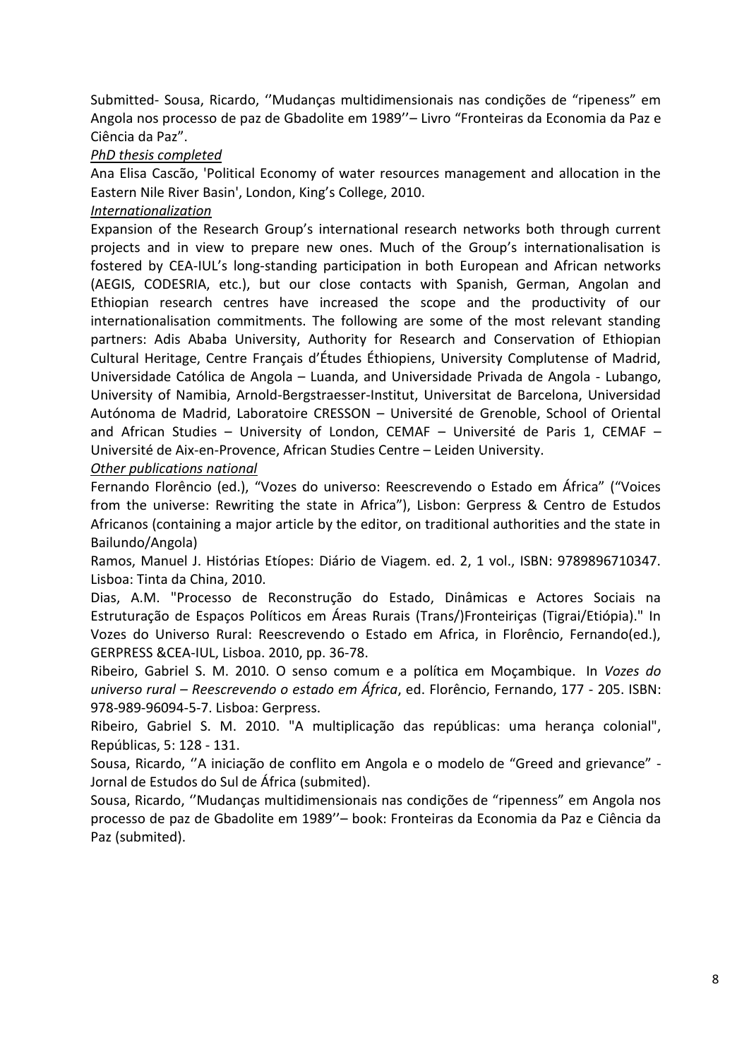Submitted- Sousa, Ricardo, ''Mudanças multidimensionais nas condições de "ripeness" em Angola nos processo de paz de Gbadolite em 1989''– Livro "Fronteiras da Economia da Paz e Ciência da Paz".

*PhD thesis completed*

Ana Elisa Cascão, 'Political Economy of water resources management and allocation in the Eastern Nile River Basin', London, King's College, 2010.

*Internationalization*

Expansion of the Research Group's international research networks both through current projects and in view to prepare new ones. Much of the Group's internationalisation is fostered by CEA-IUL's long-standing participation in both European and African networks (AEGIS, CODESRIA, etc.), but our close contacts with Spanish, German, Angolan and Ethiopian research centres have increased the scope and the productivity of our internationalisation commitments. The following are some of the most relevant standing partners: Adis Ababa University, Authority for Research and Conservation of Ethiopian Cultural Heritage, Centre Français d'Études Éthiopiens, University Complutense of Madrid, Universidade Católica de Angola – Luanda, and Universidade Privada de Angola - Lubango, University of Namibia, Arnold-Bergstraesser-Institut, Universitat de Barcelona, Universidad Autónoma de Madrid, Laboratoire CRESSON – Université de Grenoble, School of Oriental and African Studies – University of London, CEMAF – Université de Paris 1, CEMAF – Université de Aix-en-Provence, African Studies Centre – Leiden University.

*Other publications national*

Fernando Florêncio (ed.), "Vozes do universo: Reescrevendo o Estado em África" ("Voices from the universe: Rewriting the state in Africa"), Lisbon: Gerpress & Centro de Estudos Africanos (containing a major article by the editor, on traditional authorities and the state in Bailundo/Angola)

Ramos, Manuel J. Histórias Etíopes: Diário de Viagem. ed. 2, 1 vol., ISBN: 9789896710347. Lisboa: Tinta da China, 2010.

Dias, A.M. "Processo de Reconstrução do Estado, Dinâmicas e Actores Sociais na Estruturação de Espaços Políticos em Áreas Rurais (Trans/)Fronteiriças (Tigrai/Etiópia)." In Vozes do Universo Rural: Reescrevendo o Estado em Africa, in Florêncio, Fernando(ed.), GERPRESS &CEA-IUL, Lisboa. 2010, pp. 36-78.

Ribeiro, Gabriel S. M. 2010. O senso comum e a política em Moçambique. In *Vozes do universo rural – Reescrevendo o estado em África*, ed. Florêncio, Fernando, 177 - 205. ISBN: 978-989-96094-5-7. Lisboa: Gerpress.

Ribeiro, Gabriel S. M. 2010. "A multiplicação das repúblicas: uma herança colonial", Repúblicas, 5: 128 - 131.

Sousa, Ricardo, ''A iniciação de conflito em Angola e o modelo de "Greed and grievance" - Jornal de Estudos do Sul de África (submited).

Sousa, Ricardo, ''Mudanças multidimensionais nas condições de "ripenness" em Angola nos processo de paz de Gbadolite em 1989''– book: Fronteiras da Economia da Paz e Ciência da Paz (submited).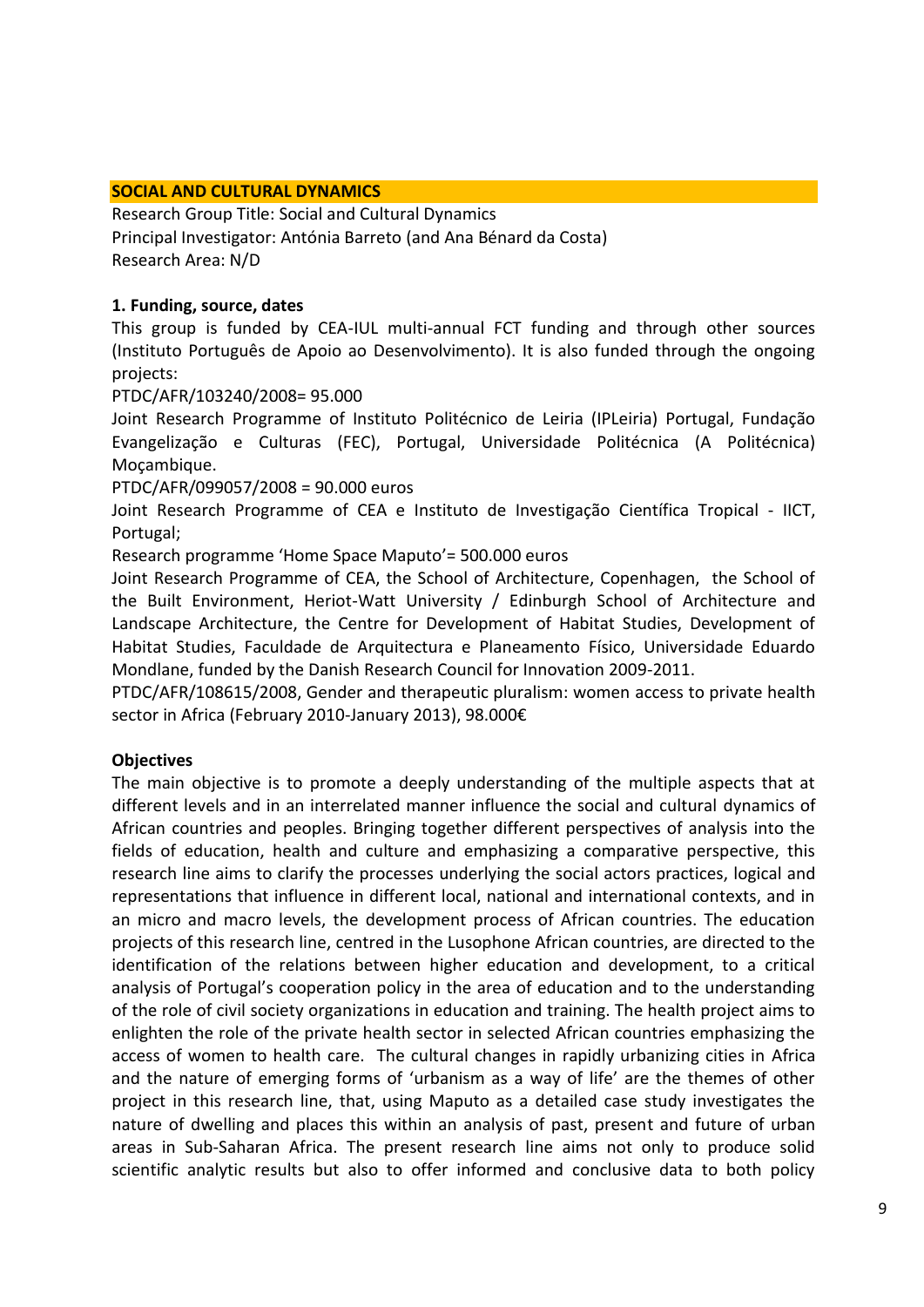## SOCIAL AND CULTURAL DYNAMICS

Research Group Title: Social and Cultural Dynamics
Principal Investigator: Antónia Barreto (and Ana Bénard da Costa)
Research Area: N/D

### 1. Funding, source, dates

This group is funded by CEA-IUL multi-annual FCT funding and through other sources (Instituto Português de Apoio ao Desenvolvimento). It is also funded through the ongoing projects:

PTDC/AFR/103240/2008= 95.000

Joint Research Programme of Instituto Politécnico de Leiria (IPLeiria) Portugal, Fundação Evangelização e Culturas (FEC), Portugal, Universidade Politécnica (A Politécnica) Moçambique.

PTDC/AFR/099057/2008 = 90.000 euros

Joint Research Programme of CEA e Instituto de Investigação Científica Tropical - IICT, Portugal;

Research programme 'Home Space Maputo'= 500.000 euros

Joint Research Programme of CEA, the School of Architecture, Copenhagen, the School of the Built Environment, Heriot-Watt University / Edinburgh School of Architecture and Landscape Architecture, the Centre for Development of Habitat Studies, Development of Habitat Studies, Faculdade de Arquitectura e Planeamento Físico, Universidade Eduardo Mondlane, funded by the Danish Research Council for Innovation 2009-2011.

PTDC/AFR/108615/2008, Gender and therapeutic pluralism: women access to private health sector in Africa (February 2010-January 2013), 98.000€

### Objectives

The main objective is to promote a deeply understanding of the multiple aspects that at different levels and in an interrelated manner influence the social and cultural dynamics of African countries and peoples. Bringing together different perspectives of analysis into the fields of education, health and culture and emphasizing a comparative perspective, this research line aims to clarify the processes underlying the social actors practices, logical and representations that influence in different local, national and international contexts, and in an micro and macro levels, the development process of African countries. The education projects of this research line, centred in the Lusophone African countries, are directed to the identification of the relations between higher education and development, to a critical analysis of Portugal's cooperation policy in the area of education and to the understanding of the role of civil society organizations in education and training. The health project aims to enlighten the role of the private health sector in selected African countries emphasizing the access of women to health care. The cultural changes in rapidly urbanizing cities in Africa and the nature of emerging forms of 'urbanism as a way of life' are the themes of other project in this research line, that, using Maputo as a detailed case study investigates the nature of dwelling and places this within an analysis of past, present and future of urban areas in Sub-Saharan Africa. The present research line aims not only to produce solid scientific analytic results but also to offer informed and conclusive data to both policy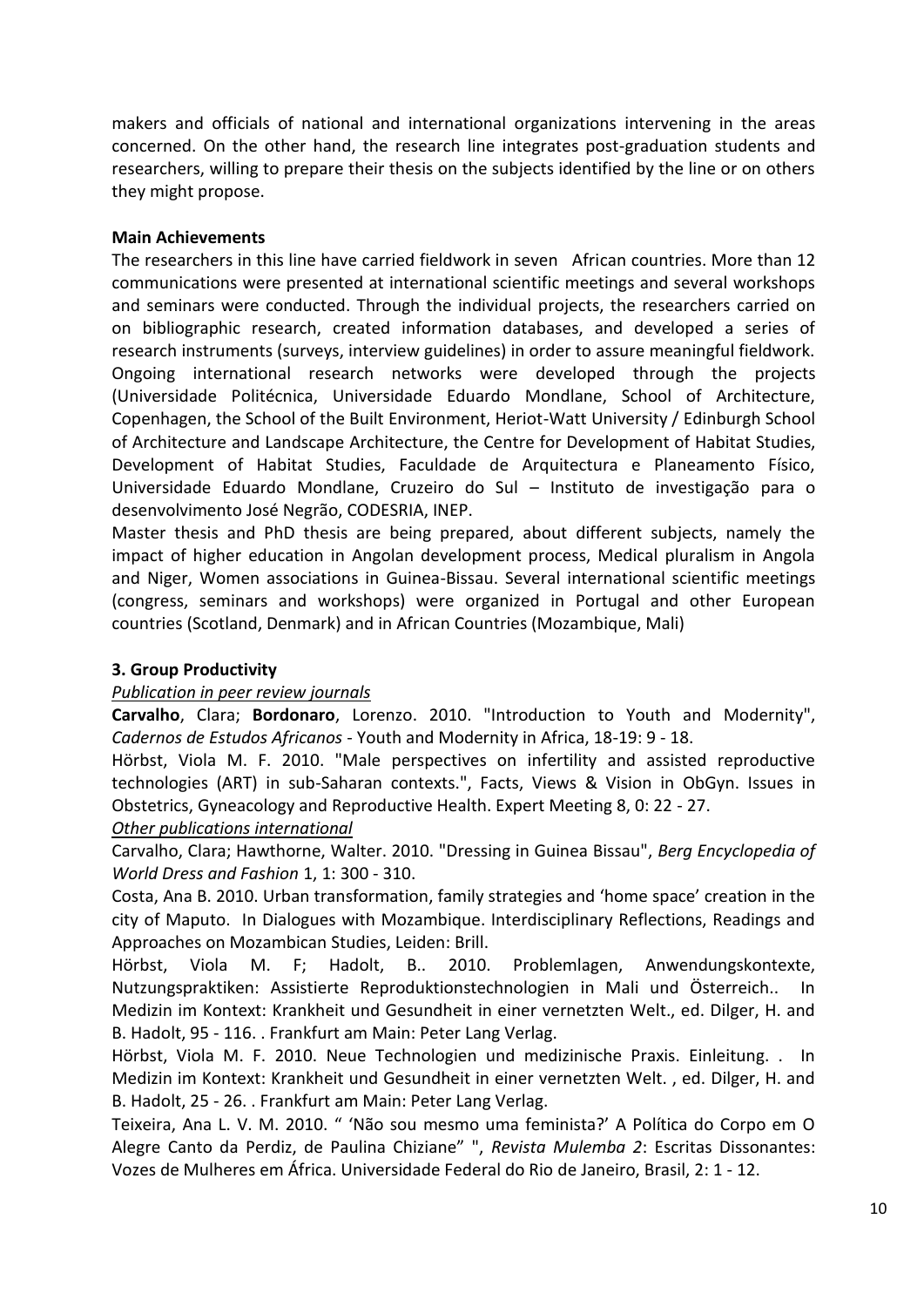makers and officials of national and international organizations intervening in the areas concerned. On the other hand, the research line integrates post-graduation students and researchers, willing to prepare their thesis on the subjects identified by the line or on others they might propose.

**Main Achievements**

The researchers in this line have carried fieldwork in seven African countries. More than 12 communications were presented at international scientific meetings and several workshops and seminars were conducted. Through the individual projects, the researchers carried on on bibliographic research, created information databases, and developed a series of research instruments (surveys, interview guidelines) in order to assure meaningful fieldwork. Ongoing international research networks were developed through the projects (Universidade Politécnica, Universidade Eduardo Mondlane, School of Architecture, Copenhagen, the School of the Built Environment, Heriot-Watt University / Edinburgh School of Architecture and Landscape Architecture, the Centre for Development of Habitat Studies, Development of Habitat Studies, Faculdade de Arquitectura e Planeamento Físico, Universidade Eduardo Mondlane, Cruzeiro do Sul – Instituto de investigação para o desenvolvimento José Negrão, CODESRIA, INEP.

Master thesis and PhD thesis are being prepared, about different subjects, namely the impact of higher education in Angolan development process, Medical pluralism in Angola and Niger, Women associations in Guinea-Bissau. Several international scientific meetings (congress, seminars and workshops) were organized in Portugal and other European countries (Scotland, Denmark) and in African Countries (Mozambique, Mali)

### 3. Group Productivity

*Publication in peer review journals*

**Carvalho**, Clara; **Bordonaro**, Lorenzo. 2010. "Introduction to Youth and Modernity", *Cadernos de Estudos Africanos* - Youth and Modernity in Africa, 18-19: 9 - 18.

Hörbst, Viola M. F. 2010. "Male perspectives on infertility and assisted reproductive technologies (ART) in sub-Saharan contexts.", Facts, Views & Vision in ObGyn. Issues in Obstetrics, Gyneacology and Reproductive Health. Expert Meeting 8, 0: 22 - 27.

*Other publications international*

Carvalho, Clara; Hawthorne, Walter. 2010. "Dressing in Guinea Bissau", *Berg Encyclopedia of World Dress and Fashion* 1, 1: 300 - 310.

Costa, Ana B. 2010. Urban transformation, family strategies and 'home space' creation in the city of Maputo. In Dialogues with Mozambique. Interdisciplinary Reflections, Readings and Approaches on Mozambican Studies, Leiden: Brill.

Hörbst, Viola M. F; Hadolt, B.. 2010. Problemlagen, Anwendungskontexte, Nutzungspraktiken: Assistierte Reproduktionstechnologien in Mali und Österreich.. In Medizin im Kontext: Krankheit und Gesundheit in einer vernetzten Welt., ed. Dilger, H. and B. Hadolt, 95 - 116. . Frankfurt am Main: Peter Lang Verlag.

Hörbst, Viola M. F. 2010. Neue Technologien und medizinische Praxis. Einleitung. . In Medizin im Kontext: Krankheit und Gesundheit in einer vernetzten Welt. , ed. Dilger, H. and B. Hadolt, 25 - 26. . Frankfurt am Main: Peter Lang Verlag.

Teixeira, Ana L. V. M. 2010. " 'Não sou mesmo uma feminista?' A Política do Corpo em O Alegre Canto da Perdiz, de Paulina Chiziane" ", *Revista Mulemba 2*: Escritas Dissonantes: Vozes de Mulheres em África. Universidade Federal do Rio de Janeiro, Brasil, 2: 1 - 12.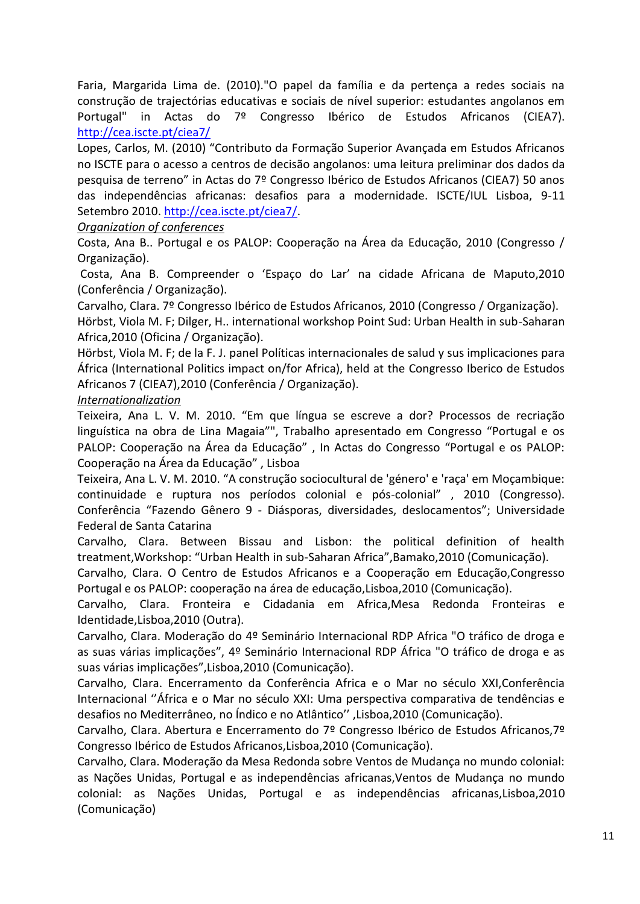Faria, Margarida Lima de. (2010)."O papel da família e da pertença a redes sociais na construção de trajectórias educativas e sociais de nível superior: estudantes angolanos em Portugal" in Actas do 7º Congresso Ibérico de Estudos Africanos (CIEA7). http://cea.iscte.pt/ciea7/

Lopes, Carlos, M. (2010) "Contributo da Formação Superior Avançada em Estudos Africanos no ISCTE para o acesso a centros de decisão angolanos: uma leitura preliminar dos dados da pesquisa de terreno" in Actas do 7º Congresso Ibérico de Estudos Africanos (CIEA7) 50 anos das independências africanas: desafios para a modernidade. ISCTE/IUL Lisboa, 9-11 Setembro 2010. http://cea.iscte.pt/ciea7/.

*Organization of conferences*

Costa, Ana B.. Portugal e os PALOP: Cooperação na Área da Educação, 2010 (Congresso / Organização).

Costa, Ana B. Compreender o 'Espaço do Lar' na cidade Africana de Maputo,2010 (Conferência / Organização).

Carvalho, Clara. 7º Congresso Ibérico de Estudos Africanos, 2010 (Congresso / Organização).

Hörbst, Viola M. F; Dilger, H.. international workshop Point Sud: Urban Health in sub-Saharan Africa,2010 (Oficina / Organização).

Hörbst, Viola M. F; de la F. J. panel Políticas internacionales de salud y sus implicaciones para África (International Politics impact on/for Africa), held at the Congresso Iberico de Estudos Africanos 7 (CIEA7),2010 (Conferência / Organização).

*Internationalization*

Teixeira, Ana L. V. M. 2010. "Em que língua se escreve a dor? Processos de recriação linguística na obra de Lina Magaia"", Trabalho apresentado em Congresso "Portugal e os PALOP: Cooperação na Área da Educação" , In Actas do Congresso "Portugal e os PALOP: Cooperação na Área da Educação" , Lisboa

Teixeira, Ana L. V. M. 2010. "A construção sociocultural de 'género' e 'raça' em Moçambique: continuidade e ruptura nos períodos colonial e pós-colonial" , 2010 (Congresso). Conferência "Fazendo Gênero 9 - Diásporas, diversidades, deslocamentos"; Universidade Federal de Santa Catarina

Carvalho, Clara. Between Bissau and Lisbon: the political definition of health treatment,Workshop: "Urban Health in sub-Saharan Africa",Bamako,2010 (Comunicação).

Carvalho, Clara. O Centro de Estudos Africanos e a Cooperação em Educação,Congresso Portugal e os PALOP: cooperação na área de educação,Lisboa,2010 (Comunicação).

Carvalho, Clara. Fronteira e Cidadania em Africa,Mesa Redonda Fronteiras e Identidade,Lisboa,2010 (Outra).

Carvalho, Clara. Moderação do 4º Seminário Internacional RDP Africa "O tráfico de droga e as suas várias implicações", 4º Seminário Internacional RDP África "O tráfico de droga e as suas várias implicações",Lisboa,2010 (Comunicação).

Carvalho, Clara. Encerramento da Conferência Africa e o Mar no século XXI,Conferência Internacional ''África e o Mar no século XXI: Uma perspectiva comparativa de tendências e desafios no Mediterrâneo, no Índico e no Atlântico'' ,Lisboa,2010 (Comunicação).

Carvalho, Clara. Abertura e Encerramento do 7º Congresso Ibérico de Estudos Africanos,7º Congresso Ibérico de Estudos Africanos,Lisboa,2010 (Comunicação).

Carvalho, Clara. Moderação da Mesa Redonda sobre Ventos de Mudança no mundo colonial: as Nações Unidas, Portugal e as independências africanas,Ventos de Mudança no mundo colonial: as Nações Unidas, Portugal e as independências africanas,Lisboa,2010 (Comunicação)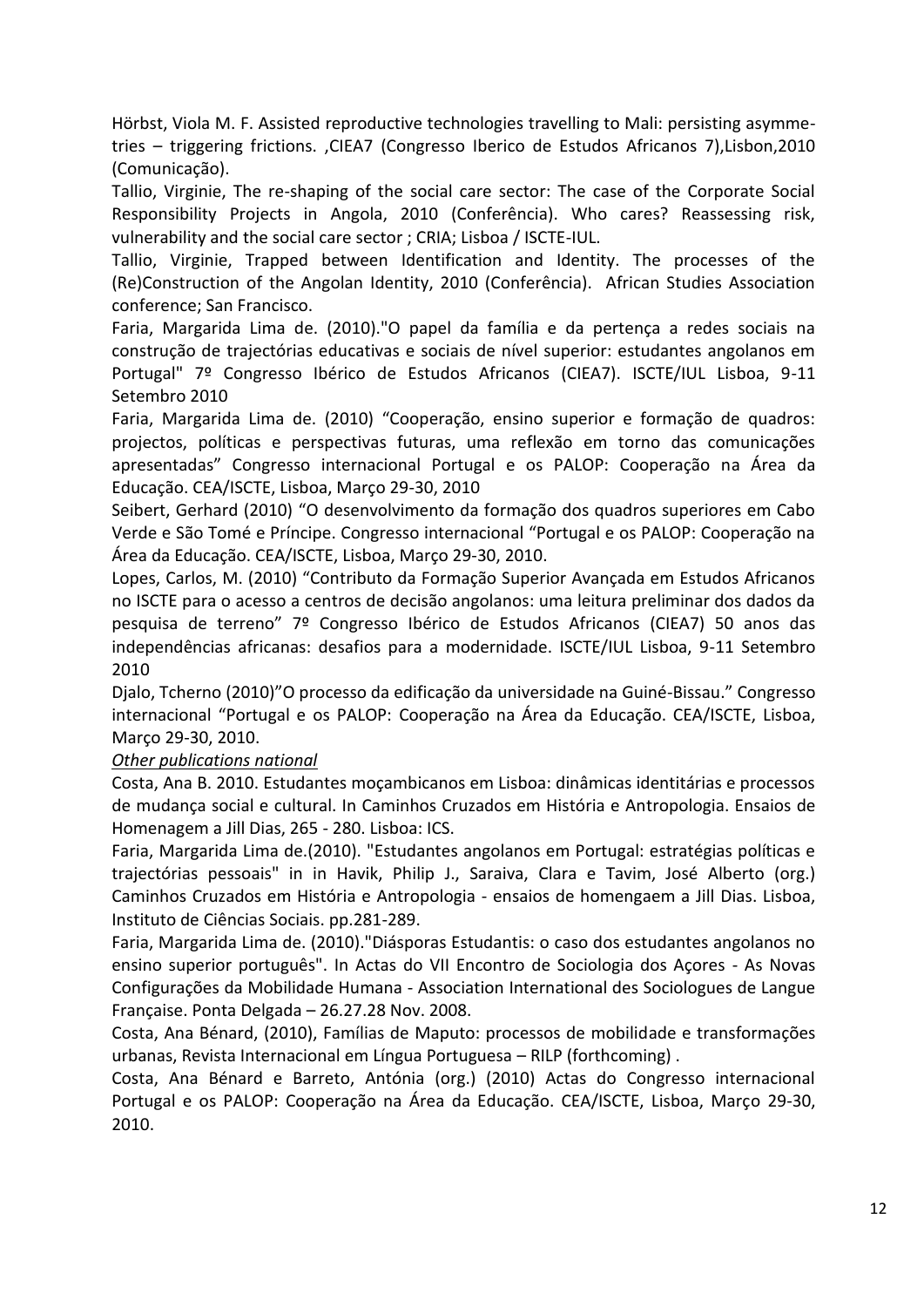Hörbst, Viola M. F. Assisted reproductive technologies travelling to Mali: persisting asymmetries – triggering frictions. ,CIEA7 (Congresso Iberico de Estudos Africanos 7),Lisbon,2010 (Comunicação).

Tallio, Virginie, The re-shaping of the social care sector: The case of the Corporate Social Responsibility Projects in Angola, 2010 (Conferência). Who cares? Reassessing risk, vulnerability and the social care sector ; CRIA; Lisboa / ISCTE-IUL.

Tallio, Virginie, Trapped between Identification and Identity. The processes of the (Re)Construction of the Angolan Identity, 2010 (Conferência). African Studies Association conference; San Francisco.

Faria, Margarida Lima de. (2010)."O papel da família e da pertença a redes sociais na construção de trajectórias educativas e sociais de nível superior: estudantes angolanos em Portugal" 7º Congresso Ibérico de Estudos Africanos (CIEA7). ISCTE/IUL Lisboa, 9-11 Setembro 2010

Faria, Margarida Lima de. (2010) "Cooperação, ensino superior e formação de quadros: projectos, políticas e perspectivas futuras, uma reflexão em torno das comunicações apresentadas" Congresso internacional Portugal e os PALOP: Cooperação na Área da Educação. CEA/ISCTE, Lisboa, Março 29-30, 2010

Seibert, Gerhard (2010) "O desenvolvimento da formação dos quadros superiores em Cabo Verde e São Tomé e Príncipe. Congresso internacional "Portugal e os PALOP: Cooperação na Área da Educação. CEA/ISCTE, Lisboa, Março 29-30, 2010.

Lopes, Carlos, M. (2010) "Contributo da Formação Superior Avançada em Estudos Africanos no ISCTE para o acesso a centros de decisão angolanos: uma leitura preliminar dos dados da pesquisa de terreno" 7º Congresso Ibérico de Estudos Africanos (CIEA7) 50 anos das independências africanas: desafios para a modernidade. ISCTE/IUL Lisboa, 9-11 Setembro 2010

Djalo, Tcherno (2010)"O processo da edificação da universidade na Guiné-Bissau." Congresso internacional "Portugal e os PALOP: Cooperação na Área da Educação. CEA/ISCTE, Lisboa, Março 29-30, 2010.

*Other publications national*

Costa, Ana B. 2010. Estudantes moçambicanos em Lisboa: dinâmicas identitárias e processos de mudança social e cultural. In Caminhos Cruzados em História e Antropologia. Ensaios de Homenagem a Jill Dias, 265 - 280. Lisboa: ICS.

Faria, Margarida Lima de.(2010). "Estudantes angolanos em Portugal: estratégias políticas e trajectórias pessoais" in in Havik, Philip J., Saraiva, Clara e Tavim, José Alberto (org.) Caminhos Cruzados em História e Antropologia - ensaios de homengaem a Jill Dias. Lisboa, Instituto de Ciências Sociais. pp.281-289.

Faria, Margarida Lima de. (2010)."Diásporas Estudantis: o caso dos estudantes angolanos no ensino superior português". In Actas do VII Encontro de Sociologia dos Açores - As Novas Configurações da Mobilidade Humana - Association International des Sociologues de Langue Française. Ponta Delgada – 26.27.28 Nov. 2008.

Costa, Ana Bénard, (2010), Famílias de Maputo: processos de mobilidade e transformações urbanas, Revista Internacional em Língua Portuguesa – RILP (forthcoming) .

Costa, Ana Bénard e Barreto, Antónia (org.) (2010) Actas do Congresso internacional Portugal e os PALOP: Cooperação na Área da Educação. CEA/ISCTE, Lisboa, Março 29-30, 2010.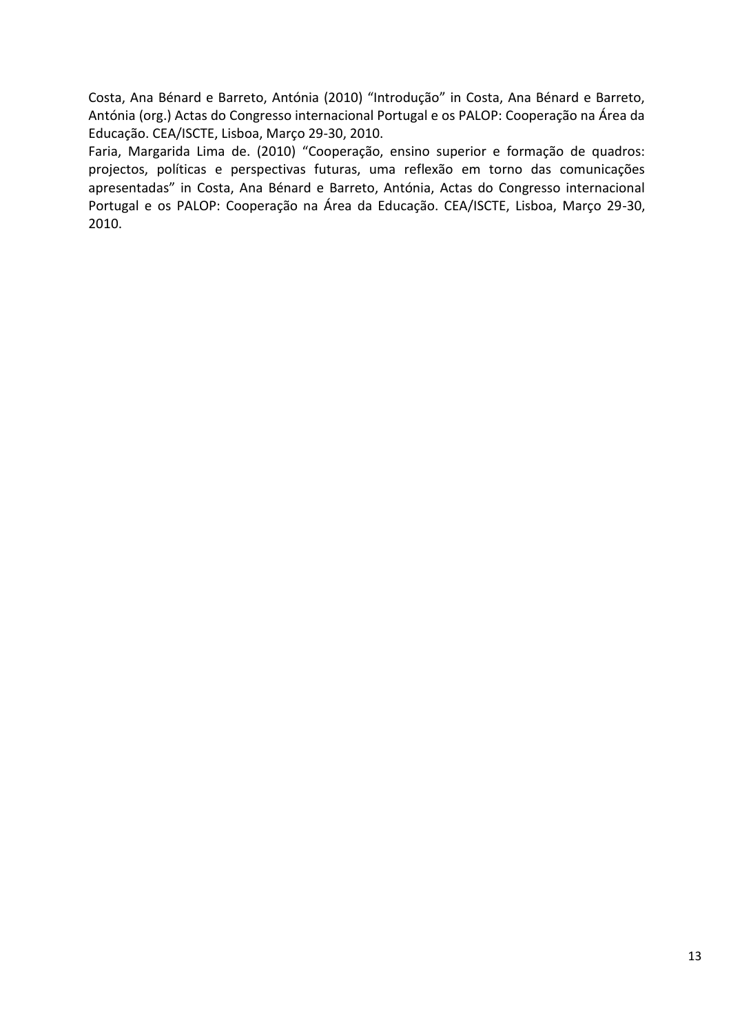Costa, Ana Bénard e Barreto, Antónia (2010) "Introdução" in Costa, Ana Bénard e Barreto, Antónia (org.) Actas do Congresso internacional Portugal e os PALOP: Cooperação na Área da Educação. CEA/ISCTE, Lisboa, Março 29-30, 2010.

Faria, Margarida Lima de. (2010) "Cooperação, ensino superior e formação de quadros: projectos, políticas e perspectivas futuras, uma reflexão em torno das comunicações apresentadas" in Costa, Ana Bénard e Barreto, Antónia, Actas do Congresso internacional Portugal e os PALOP: Cooperação na Área da Educação. CEA/ISCTE, Lisboa, Março 29-30, 2010.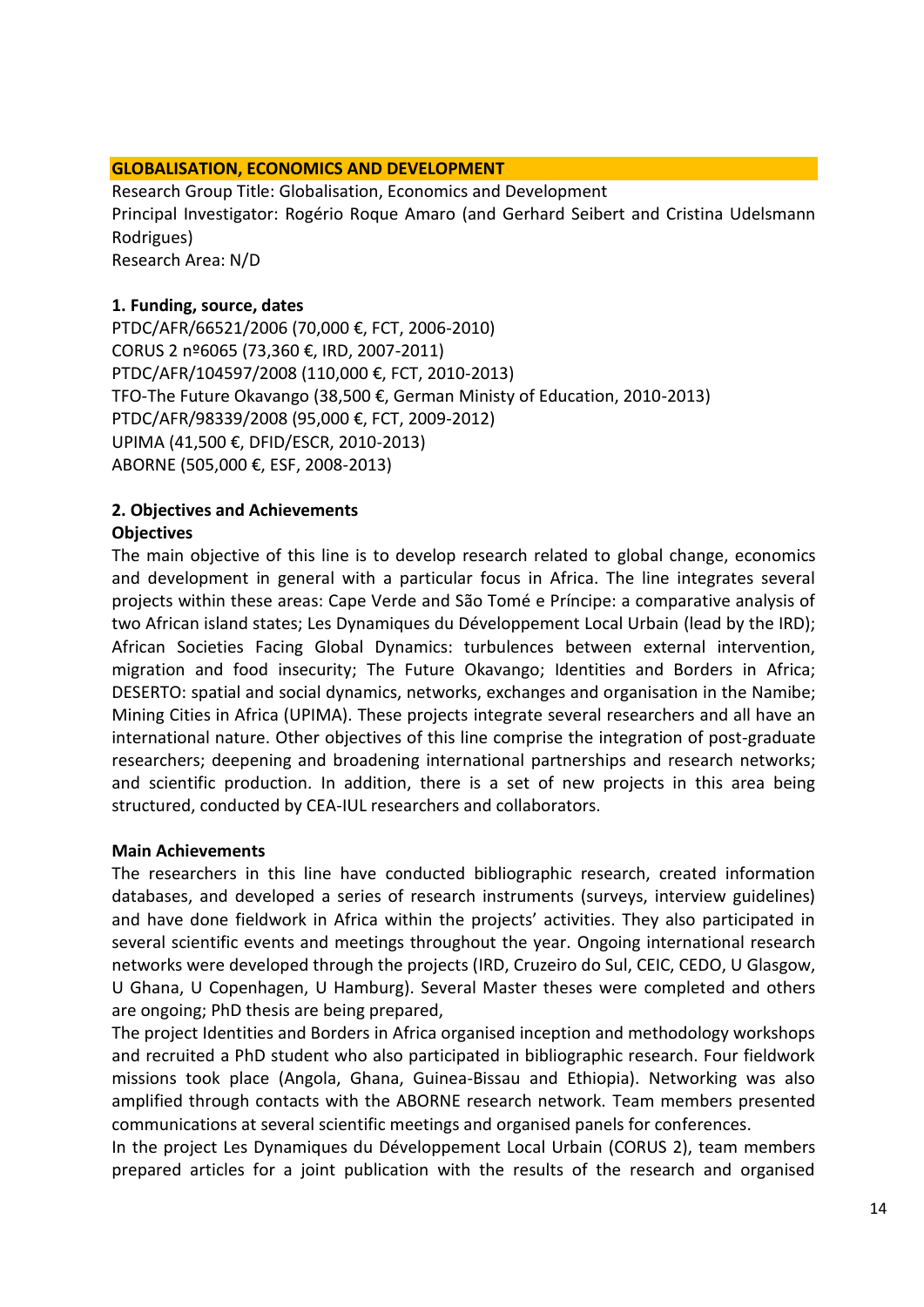## GLOBALISATION, ECONOMICS AND DEVELOPMENT

Research Group Title: Globalisation, Economics and Development
Principal Investigator: Rogério Roque Amaro (and Gerhard Seibert and Cristina Udelsmann Rodrigues)
Research Area: N/D

### 1. Funding, source, dates

PTDC/AFR/66521/2006 (70,000 €, FCT, 2006-2010)
CORUS 2 nº6065 (73,360 €, IRD, 2007-2011)
PTDC/AFR/104597/2008 (110,000 €, FCT, 2010-2013)
TFO-The Future Okavango (38,500 €, German Ministy of Education, 2010-2013)
PTDC/AFR/98339/2008 (95,000 €, FCT, 2009-2012)
UPIMA (41,500 €, DFID/ESCR, 2010-2013)
ABORNE (505,000 €, ESF, 2008-2013)

### 2. Objectives and Achievements

**Objectives**

The main objective of this line is to develop research related to global change, economics and development in general with a particular focus in Africa. The line integrates several projects within these areas: Cape Verde and São Tomé e Príncipe: a comparative analysis of two African island states; Les Dynamiques du Développement Local Urbain (lead by the IRD); African Societies Facing Global Dynamics: turbulences between external intervention, migration and food insecurity; The Future Okavango; Identities and Borders in Africa; DESERTO: spatial and social dynamics, networks, exchanges and organisation in the Namibe; Mining Cities in Africa (UPIMA). These projects integrate several researchers and all have an international nature. Other objectives of this line comprise the integration of post-graduate researchers; deepening and broadening international partnerships and research networks; and scientific production. In addition, there is a set of new projects in this area being structured, conducted by CEA-IUL researchers and collaborators.

**Main Achievements**

The researchers in this line have conducted bibliographic research, created information databases, and developed a series of research instruments (surveys, interview guidelines) and have done fieldwork in Africa within the projects' activities. They also participated in several scientific events and meetings throughout the year. Ongoing international research networks were developed through the projects (IRD, Cruzeiro do Sul, CEIC, CEDO, U Glasgow, U Ghana, U Copenhagen, U Hamburg). Several Master theses were completed and others are ongoing; PhD thesis are being prepared,

The project Identities and Borders in Africa organised inception and methodology workshops and recruited a PhD student who also participated in bibliographic research. Four fieldwork missions took place (Angola, Ghana, Guinea-Bissau and Ethiopia). Networking was also amplified through contacts with the ABORNE research network. Team members presented communications at several scientific meetings and organised panels for conferences.

In the project Les Dynamiques du Développement Local Urbain (CORUS 2), team members prepared articles for a joint publication with the results of the research and organised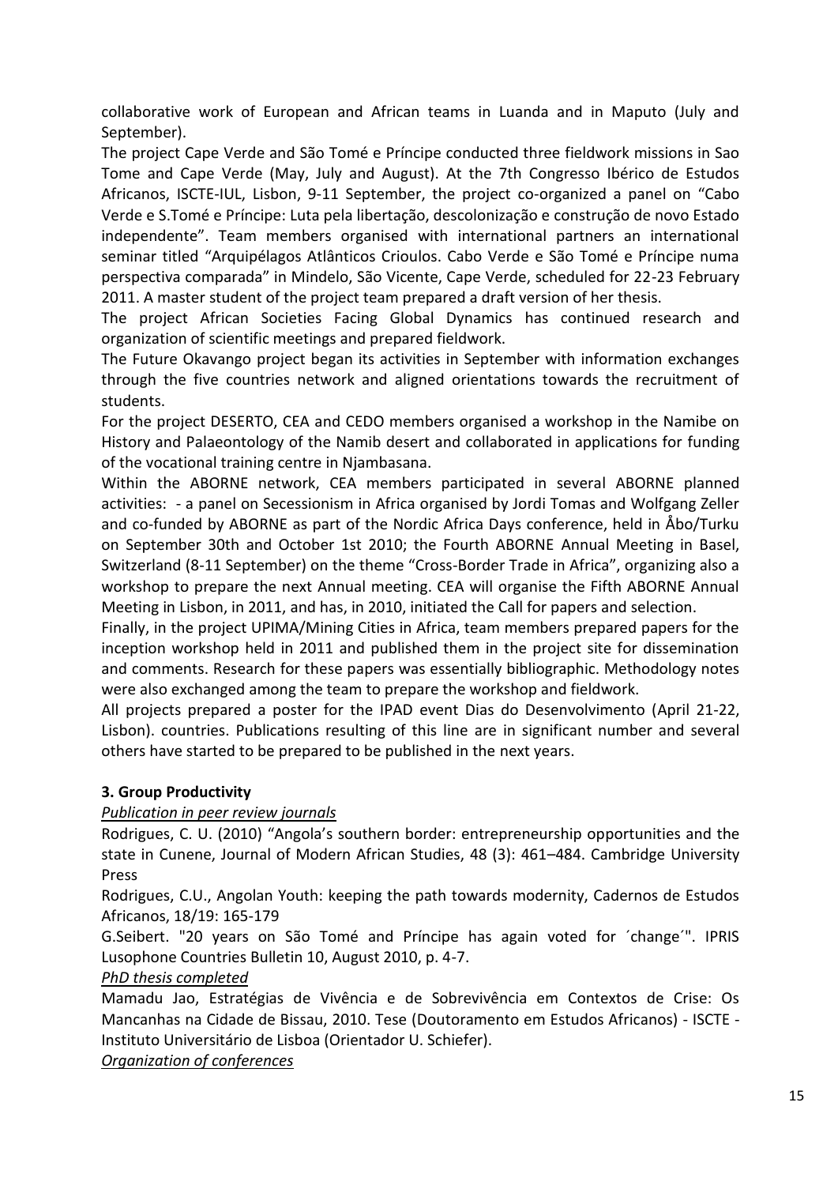collaborative work of European and African teams in Luanda and in Maputo (July and September).

The project Cape Verde and São Tomé e Príncipe conducted three fieldwork missions in Sao Tome and Cape Verde (May, July and August). At the 7th Congresso Ibérico de Estudos Africanos, ISCTE-IUL, Lisbon, 9-11 September, the project co-organized a panel on "Cabo Verde e S.Tomé e Príncipe: Luta pela libertação, descolonização e construção de novo Estado independente". Team members organised with international partners an international seminar titled "Arquipélagos Atlânticos Crioulos. Cabo Verde e São Tomé e Príncipe numa perspectiva comparada" in Mindelo, São Vicente, Cape Verde, scheduled for 22-23 February 2011. A master student of the project team prepared a draft version of her thesis.

The project African Societies Facing Global Dynamics has continued research and organization of scientific meetings and prepared fieldwork.

The Future Okavango project began its activities in September with information exchanges through the five countries network and aligned orientations towards the recruitment of students.

For the project DESERTO, CEA and CEDO members organised a workshop in the Namibe on History and Palaeontology of the Namib desert and collaborated in applications for funding of the vocational training centre in Njambasana.

Within the ABORNE network, CEA members participated in several ABORNE planned activities: - a panel on Secessionism in Africa organised by Jordi Tomas and Wolfgang Zeller and co-funded by ABORNE as part of the Nordic Africa Days conference, held in Åbo/Turku on September 30th and October 1st 2010; the Fourth ABORNE Annual Meeting in Basel, Switzerland (8-11 September) on the theme "Cross-Border Trade in Africa", organizing also a workshop to prepare the next Annual meeting. CEA will organise the Fifth ABORNE Annual Meeting in Lisbon, in 2011, and has, in 2010, initiated the Call for papers and selection.

Finally, in the project UPIMA/Mining Cities in Africa, team members prepared papers for the inception workshop held in 2011 and published them in the project site for dissemination and comments. Research for these papers was essentially bibliographic. Methodology notes were also exchanged among the team to prepare the workshop and fieldwork.

All projects prepared a poster for the IPAD event Dias do Desenvolvimento (April 21-22, Lisbon). countries. Publications resulting of this line are in significant number and several others have started to be prepared to be published in the next years.

**3. Group Productivity**

*Publication in peer review journals*

Rodrigues, C. U. (2010) "Angola's southern border: entrepreneurship opportunities and the state in Cunene, Journal of Modern African Studies, 48 (3): 461–484. Cambridge University Press

Rodrigues, C.U., Angolan Youth: keeping the path towards modernity, Cadernos de Estudos Africanos, 18/19: 165-179

G.Seibert. "20 years on São Tomé and Príncipe has again voted for ´change´". IPRIS Lusophone Countries Bulletin 10, August 2010, p. 4-7.

*PhD thesis completed*

Mamadu Jao, Estratégias de Vivência e de Sobrevivência em Contextos de Crise: Os Mancanhas na Cidade de Bissau, 2010. Tese (Doutoramento em Estudos Africanos) - ISCTE - Instituto Universitário de Lisboa (Orientador U. Schiefer).

*Organization of conferences*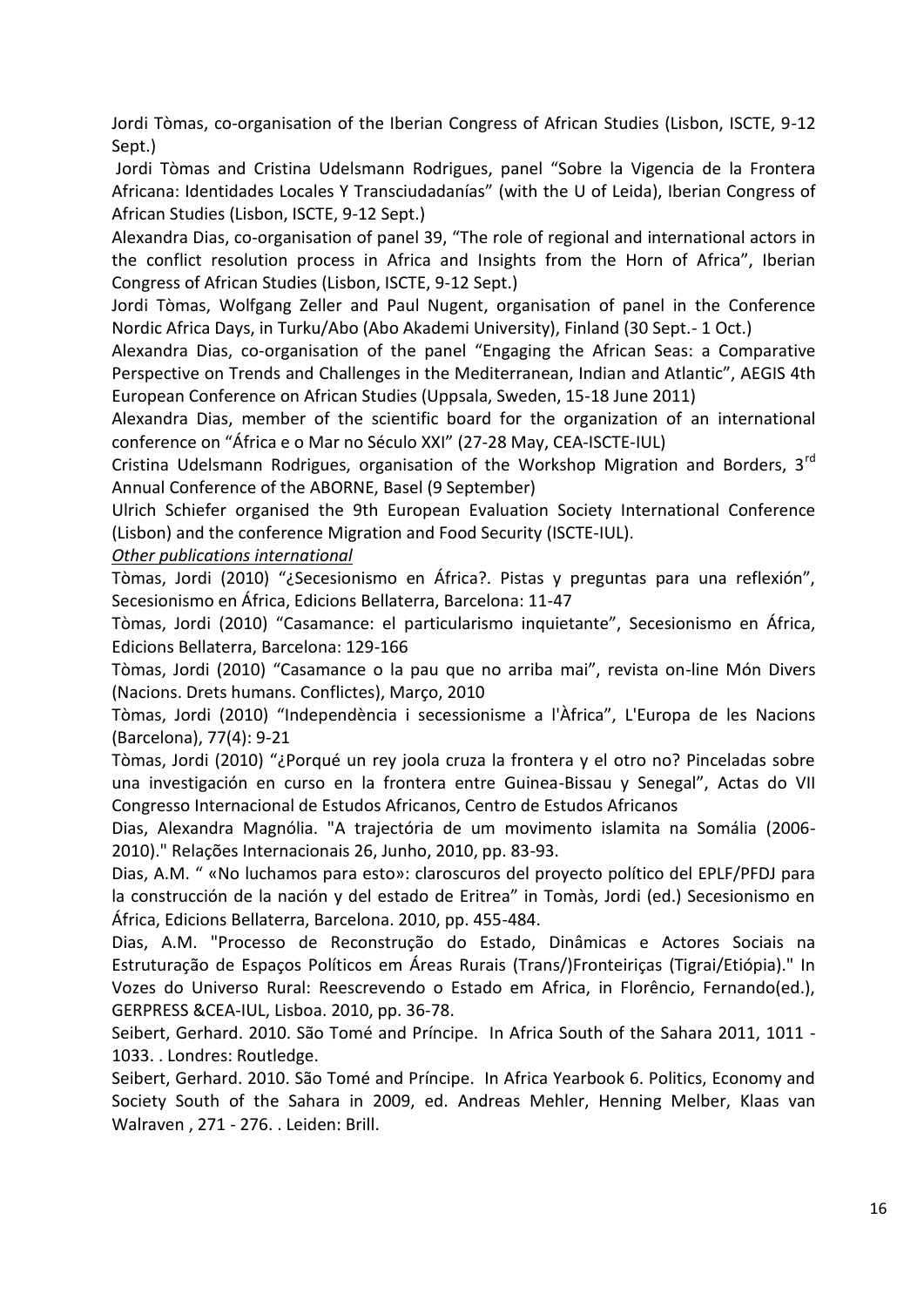Jordi Tòmas, co-organisation of the Iberian Congress of African Studies (Lisbon, ISCTE, 9-12 Sept.)

Jordi Tòmas and Cristina Udelsmann Rodrigues, panel "Sobre la Vigencia de la Frontera Africana: Identidades Locales Y Transciudadanías" (with the U of Leida), Iberian Congress of African Studies (Lisbon, ISCTE, 9-12 Sept.)

Alexandra Dias, co-organisation of panel 39, "The role of regional and international actors in the conflict resolution process in Africa and Insights from the Horn of Africa", Iberian Congress of African Studies (Lisbon, ISCTE, 9-12 Sept.)

Jordi Tòmas, Wolfgang Zeller and Paul Nugent, organisation of panel in the Conference Nordic Africa Days, in Turku/Abo (Abo Akademi University), Finland (30 Sept.- 1 Oct.)

Alexandra Dias, co-organisation of the panel "Engaging the African Seas: a Comparative Perspective on Trends and Challenges in the Mediterranean, Indian and Atlantic", AEGIS 4th European Conference on African Studies (Uppsala, Sweden, 15-18 June 2011)

Alexandra Dias, member of the scientific board for the organization of an international conference on "África e o Mar no Século XXI" (27-28 May, CEA-ISCTE-IUL)

Cristina Udelsmann Rodrigues, organisation of the Workshop Migration and Borders, 3rd Annual Conference of the ABORNE, Basel (9 September)

Ulrich Schiefer organised the 9th European Evaluation Society International Conference (Lisbon) and the conference Migration and Food Security (ISCTE-IUL).

*Other publications international*

Tòmas, Jordi (2010) "¿Secesionismo en África?. Pistas y preguntas para una reflexión", Secesionismo en África, Edicions Bellaterra, Barcelona: 11-47

Tòmas, Jordi (2010) "Casamance: el particularismo inquietante", Secesionismo en África, Edicions Bellaterra, Barcelona: 129-166

Tòmas, Jordi (2010) "Casamance o la pau que no arriba mai", revista on-line Món Divers (Nacions. Drets humans. Conflictes), Março, 2010

Tòmas, Jordi (2010) "Independència i secessionisme a l'Àfrica", L'Europa de les Nacions (Barcelona), 77(4): 9-21

Tòmas, Jordi (2010) "¿Porqué un rey joola cruza la frontera y el otro no? Pinceladas sobre una investigación en curso en la frontera entre Guinea-Bissau y Senegal", Actas do VII Congresso Internacional de Estudos Africanos, Centro de Estudos Africanos

Dias, Alexandra Magnólia. "A trajectória de um movimento islamita na Somália (2006-2010)." Relações Internacionais 26, Junho, 2010, pp. 83-93.

Dias, A.M. " «No luchamos para esto»: claroscuros del proyecto político del EPLF/PFDJ para la construcción de la nación y del estado de Eritrea" in Tomàs, Jordi (ed.) Secesionismo en África, Edicions Bellaterra, Barcelona. 2010, pp. 455-484.

Dias, A.M. "Processo de Reconstrução do Estado, Dinâmicas e Actores Sociais na Estruturação de Espaços Políticos em Áreas Rurais (Trans/)Fronteiriças (Tigrai/Etiópia)." In Vozes do Universo Rural: Reescrevendo o Estado em Africa, in Florêncio, Fernando(ed.), GERPRESS &CEA-IUL, Lisboa. 2010, pp. 36-78.

Seibert, Gerhard. 2010. São Tomé and Príncipe. In Africa South of the Sahara 2011, 1011 - 1033. . Londres: Routledge.

Seibert, Gerhard. 2010. São Tomé and Príncipe. In Africa Yearbook 6. Politics, Economy and Society South of the Sahara in 2009, ed. Andreas Mehler, Henning Melber, Klaas van Walraven , 271 - 276. . Leiden: Brill.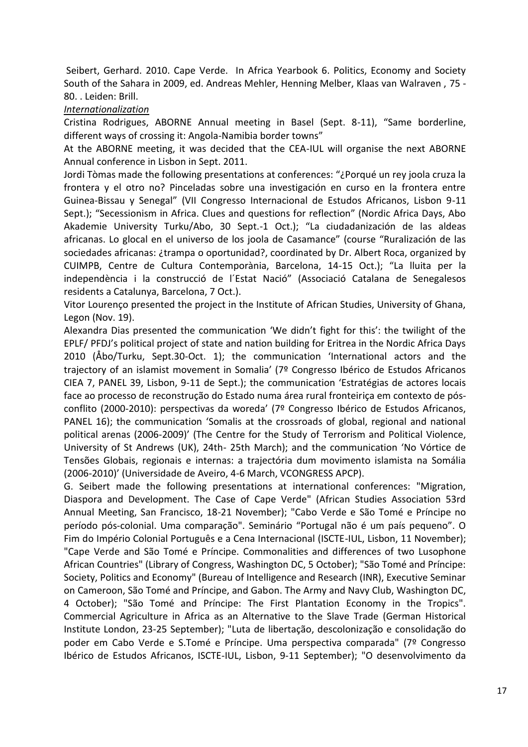Seibert, Gerhard. 2010. Cape Verde. In Africa Yearbook 6. Politics, Economy and Society South of the Sahara in 2009, ed. Andreas Mehler, Henning Melber, Klaas van Walraven , 75 - 80. . Leiden: Brill.

*Internationalization*

Cristina Rodrigues, ABORNE Annual meeting in Basel (Sept. 8-11), "Same borderline, different ways of crossing it: Angola-Namibia border towns"

At the ABORNE meeting, it was decided that the CEA-IUL will organise the next ABORNE Annual conference in Lisbon in Sept. 2011.

Jordi Tòmas made the following presentations at conferences: "¿Porqué un rey joola cruza la frontera y el otro no? Pinceladas sobre una investigación en curso en la frontera entre Guinea-Bissau y Senegal" (VII Congresso Internacional de Estudos Africanos, Lisbon 9-11 Sept.); "Secessionism in Africa. Clues and questions for reflection" (Nordic Africa Days, Abo Akademie University Turku/Abo, 30 Sept.-1 Oct.); "La ciudadanización de las aldeas africanas. Lo glocal en el universo de los joola de Casamance" (course "Ruralización de las sociedades africanas: ¿trampa o oportunidad?, coordinated by Dr. Albert Roca, organized by CUIMPB, Centre de Cultura Contemporània, Barcelona, 14-15 Oct.); "La lluita per la independència i la construcció de l´Estat Nació" (Associació Catalana de Senegalesos residents a Catalunya, Barcelona, 7 Oct.).

Vitor Lourenço presented the project in the Institute of African Studies, University of Ghana, Legon (Nov. 19).

Alexandra Dias presented the communication 'We didn't fight for this': the twilight of the EPLF/ PFDJ's political project of state and nation building for Eritrea in the Nordic Africa Days 2010 (Åbo/Turku, Sept.30-Oct. 1); the communication 'International actors and the trajectory of an islamist movement in Somalia' (7º Congresso Ibérico de Estudos Africanos CIEA 7, PANEL 39, Lisbon, 9-11 de Sept.); the communication 'Estratégias de actores locais face ao processo de reconstrução do Estado numa área rural fronteiriça em contexto de pós-conflito (2000-2010): perspectivas da woreda' (7º Congresso Ibérico de Estudos Africanos, PANEL 16); the communication 'Somalis at the crossroads of global, regional and national political arenas (2006-2009)' (The Centre for the Study of Terrorism and Political Violence, University of St Andrews (UK), 24th- 25th March); and the communication 'No Vórtice de Tensões Globais, regionais e internas: a trajectória dum movimento islamista na Somália (2006-2010)' (Universidade de Aveiro, 4-6 March, VCONGRESS APCP).

G. Seibert made the following presentations at international conferences: "Migration, Diaspora and Development. The Case of Cape Verde" (African Studies Association 53rd Annual Meeting, San Francisco, 18-21 November); "Cabo Verde e São Tomé e Príncipe no período pós-colonial. Uma comparação". Seminário "Portugal não é um país pequeno". O Fim do Império Colonial Português e a Cena Internacional (ISCTE-IUL, Lisbon, 11 November); "Cape Verde and São Tomé e Príncipe. Commonalities and differences of two Lusophone African Countries" (Library of Congress, Washington DC, 5 October); "São Tomé and Príncipe: Society, Politics and Economy" (Bureau of Intelligence and Research (INR), Executive Seminar on Cameroon, São Tomé and Príncipe, and Gabon. The Army and Navy Club, Washington DC, 4 October); "São Tomé and Príncipe: The First Plantation Economy in the Tropics". Commercial Agriculture in Africa as an Alternative to the Slave Trade (German Historical Institute London, 23-25 September); "Luta de libertação, descolonização e consolidação do poder em Cabo Verde e S.Tomé e Príncipe. Uma perspectiva comparada" (7º Congresso Ibérico de Estudos Africanos, ISCTE-IUL, Lisbon, 9-11 September); "O desenvolvimento da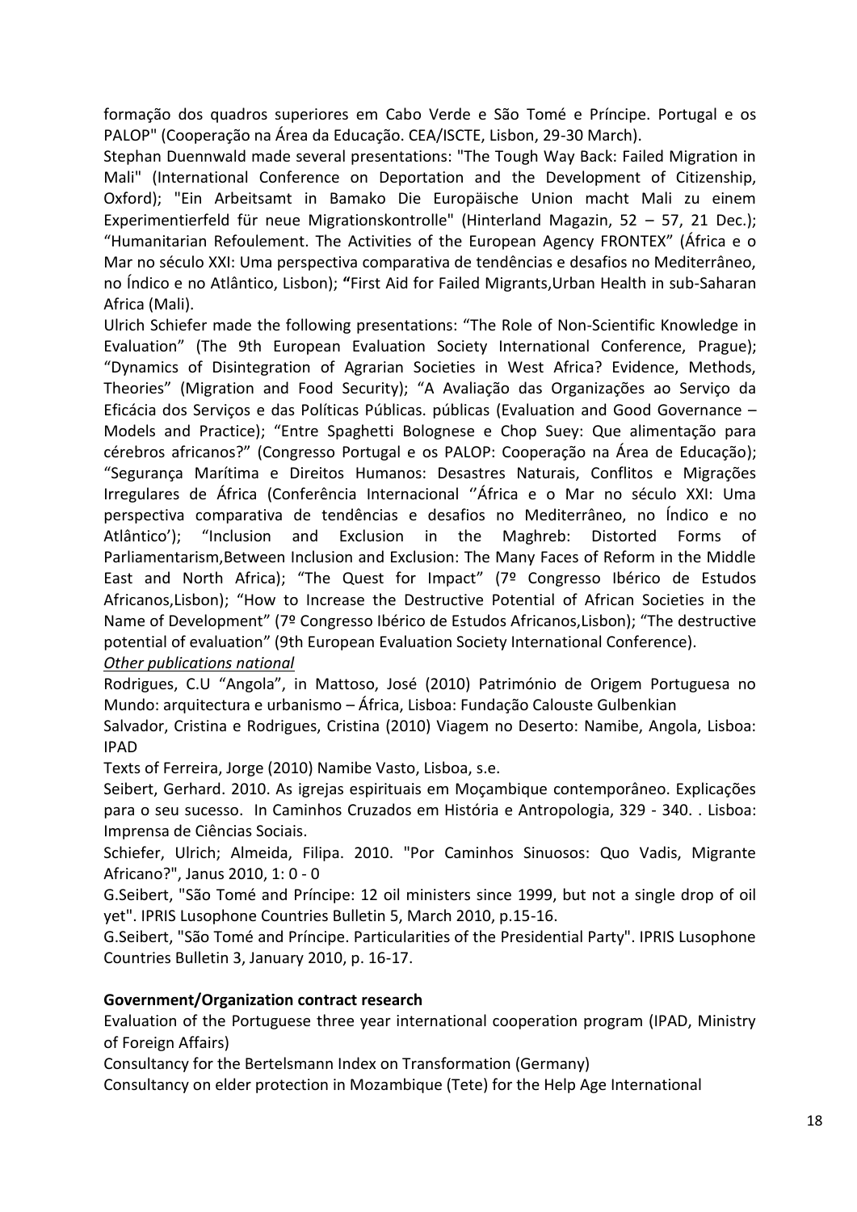formação dos quadros superiores em Cabo Verde e São Tomé e Príncipe. Portugal e os PALOP" (Cooperação na Área da Educação. CEA/ISCTE, Lisbon, 29-30 March).

Stephan Duennwald made several presentations: "The Tough Way Back: Failed Migration in Mali" (International Conference on Deportation and the Development of Citizenship, Oxford); "Ein Arbeitsamt in Bamako Die Europäische Union macht Mali zu einem Experimentierfeld für neue Migrationskontrolle" (Hinterland Magazin, 52 – 57, 21 Dec.); "Humanitarian Refoulement. The Activities of the European Agency FRONTEX" (África e o Mar no século XXI: Uma perspectiva comparativa de tendências e desafios no Mediterrâneo, no Índico e no Atlântico, Lisbon); **"**First Aid for Failed Migrants,Urban Health in sub-Saharan Africa (Mali).

Ulrich Schiefer made the following presentations: "The Role of Non-Scientific Knowledge in Evaluation" (The 9th European Evaluation Society International Conference, Prague); "Dynamics of Disintegration of Agrarian Societies in West Africa? Evidence, Methods, Theories" (Migration and Food Security); "A Avaliação das Organizações ao Serviço da Eficácia dos Serviços e das Políticas Públicas. públicas (Evaluation and Good Governance – Models and Practice); "Entre Spaghetti Bolognese e Chop Suey: Que alimentação para cérebros africanos?" (Congresso Portugal e os PALOP: Cooperação na Área de Educação); "Segurança Marítima e Direitos Humanos: Desastres Naturais, Conflitos e Migrações Irregulares de África (Conferência Internacional ''África e o Mar no século XXI: Uma perspectiva comparativa de tendências e desafios no Mediterrâneo, no Índico e no Atlântico'); "Inclusion and Exclusion in the Maghreb: Distorted Forms of Parliamentarism,Between Inclusion and Exclusion: The Many Faces of Reform in the Middle East and North Africa); "The Quest for Impact" (7º Congresso Ibérico de Estudos Africanos,Lisbon); "How to Increase the Destructive Potential of African Societies in the Name of Development" (7º Congresso Ibérico de Estudos Africanos,Lisbon); "The destructive potential of evaluation" (9th European Evaluation Society International Conference).

***Other publications national***

Rodrigues, C.U "Angola", in Mattoso, José (2010) Património de Origem Portuguesa no Mundo: arquitectura e urbanismo – África, Lisboa: Fundação Calouste Gulbenkian

Salvador, Cristina e Rodrigues, Cristina (2010) Viagem no Deserto: Namibe, Angola, Lisboa: IPAD

Texts of Ferreira, Jorge (2010) Namibe Vasto, Lisboa, s.e.

Seibert, Gerhard. 2010. As igrejas espirituais em Moçambique contemporâneo. Explicações para o seu sucesso. In Caminhos Cruzados em História e Antropologia, 329 - 340. . Lisboa: Imprensa de Ciências Sociais.

Schiefer, Ulrich; Almeida, Filipa. 2010. "Por Caminhos Sinuosos: Quo Vadis, Migrante Africano?", Janus 2010, 1: 0 - 0

G.Seibert, "São Tomé and Príncipe: 12 oil ministers since 1999, but not a single drop of oil yet". IPRIS Lusophone Countries Bulletin 5, March 2010, p.15-16.

G.Seibert, "São Tomé and Príncipe. Particularities of the Presidential Party". IPRIS Lusophone Countries Bulletin 3, January 2010, p. 16-17.

**Government/Organization contract research**

Evaluation of the Portuguese three year international cooperation program (IPAD, Ministry of Foreign Affairs)

Consultancy for the Bertelsmann Index on Transformation (Germany)

Consultancy on elder protection in Mozambique (Tete) for the Help Age International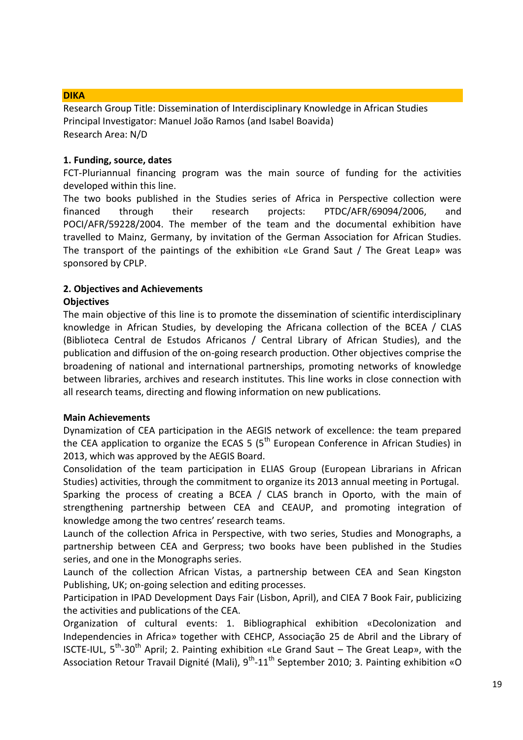## DIKA

Research Group Title: Dissemination of Interdisciplinary Knowledge in African Studies
Principal Investigator: Manuel João Ramos (and Isabel Boavida)
Research Area: N/D

### 1. Funding, source, dates

FCT-Pluriannual financing program was the main source of funding for the activities developed within this line.

The two books published in the Studies series of Africa in Perspective collection were financed through their research projects: PTDC/AFR/69094/2006, and POCI/AFR/59228/2004. The member of the team and the documental exhibition have travelled to Mainz, Germany, by invitation of the German Association for African Studies. The transport of the paintings of the exhibition «Le Grand Saut / The Great Leap» was sponsored by CPLP.

### 2. Objectives and Achievements

**Objectives**

The main objective of this line is to promote the dissemination of scientific interdisciplinary knowledge in African Studies, by developing the Africana collection of the BCEA / CLAS (Biblioteca Central de Estudos Africanos / Central Library of African Studies), and the publication and diffusion of the on-going research production. Other objectives comprise the broadening of national and international partnerships, promoting networks of knowledge between libraries, archives and research institutes. This line works in close connection with all research teams, directing and flowing information on new publications.

**Main Achievements**

Dynamization of CEA participation in the AEGIS network of excellence: the team prepared the CEA application to organize the ECAS 5 (5th European Conference in African Studies) in 2013, which was approved by the AEGIS Board.

Consolidation of the team participation in ELIAS Group (European Librarians in African Studies) activities, through the commitment to organize its 2013 annual meeting in Portugal.

Sparking the process of creating a BCEA / CLAS branch in Oporto, with the main of strengthening partnership between CEA and CEAUP, and promoting integration of knowledge among the two centres' research teams.

Launch of the collection Africa in Perspective, with two series, Studies and Monographs, a partnership between CEA and Gerpress; two books have been published in the Studies series, and one in the Monographs series.

Launch of the collection African Vistas, a partnership between CEA and Sean Kingston Publishing, UK; on-going selection and editing processes.

Participation in IPAD Development Days Fair (Lisbon, April), and CIEA 7 Book Fair, publicizing the activities and publications of the CEA.

Organization of cultural events: 1. Bibliographical exhibition «Decolonization and Independencies in Africa» together with CEHCP, Associação 25 de Abril and the Library of ISCTE-IUL, 5th-30th April; 2. Painting exhibition «Le Grand Saut – The Great Leap», with the Association Retour Travail Dignité (Mali), 9th-11th September 2010; 3. Painting exhibition «O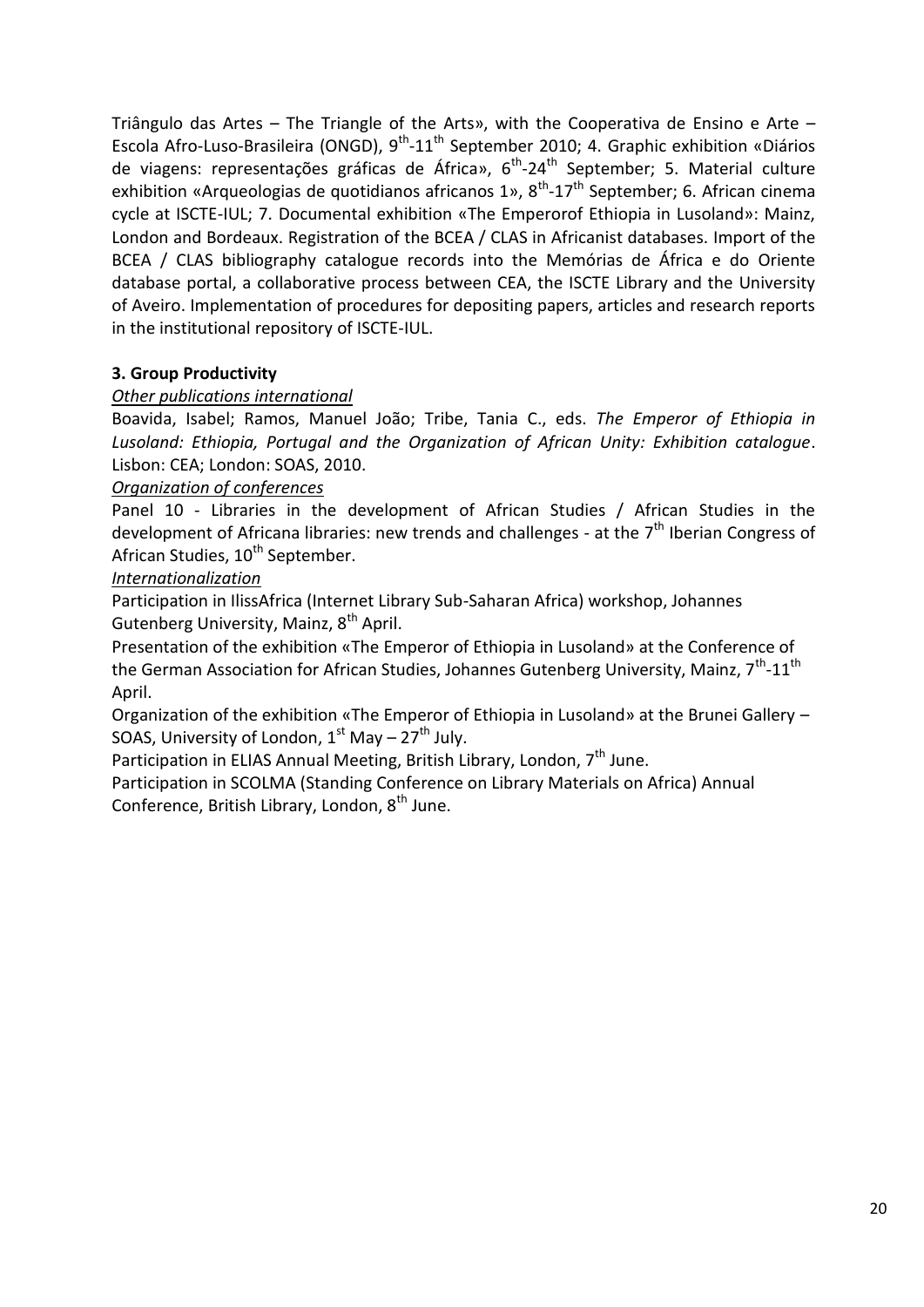Triângulo das Artes – The Triangle of the Arts», with the Cooperativa de Ensino e Arte – Escola Afro-Luso-Brasileira (ONGD), 9th-11th September 2010; 4. Graphic exhibition «Diários de viagens: representações gráficas de África», 6th-24th September; 5. Material culture exhibition «Arqueologias de quotidianos africanos 1», 8th-17th September; 6. African cinema cycle at ISCTE-IUL; 7. Documental exhibition «The Emperorof Ethiopia in Lusoland»: Mainz, London and Bordeaux. Registration of the BCEA / CLAS in Africanist databases. Import of the BCEA / CLAS bibliography catalogue records into the Memórias de África e do Oriente database portal, a collaborative process between CEA, the ISCTE Library and the University of Aveiro. Implementation of procedures for depositing papers, articles and research reports in the institutional repository of ISCTE-IUL.

**3. Group Productivity**

*Other publications international*

Boavida, Isabel; Ramos, Manuel João; Tribe, Tania C., eds. *The Emperor of Ethiopia in Lusoland: Ethiopia, Portugal and the Organization of African Unity: Exhibition catalogue*. Lisbon: CEA; London: SOAS, 2010.

*Organization of conferences*

Panel 10 - Libraries in the development of African Studies / African Studies in the development of Africana libraries: new trends and challenges - at the 7th Iberian Congress of African Studies, 10th September.

*Internationalization*

Participation in IlissAfrica (Internet Library Sub-Saharan Africa) workshop, Johannes Gutenberg University, Mainz, 8th April.

Presentation of the exhibition «The Emperor of Ethiopia in Lusoland» at the Conference of the German Association for African Studies, Johannes Gutenberg University, Mainz, 7th-11th April.

Organization of the exhibition «The Emperor of Ethiopia in Lusoland» at the Brunei Gallery – SOAS, University of London, 1st May – 27th July.

Participation in ELIAS Annual Meeting, British Library, London, 7th June.

Participation in SCOLMA (Standing Conference on Library Materials on Africa) Annual Conference, British Library, London, 8th June.